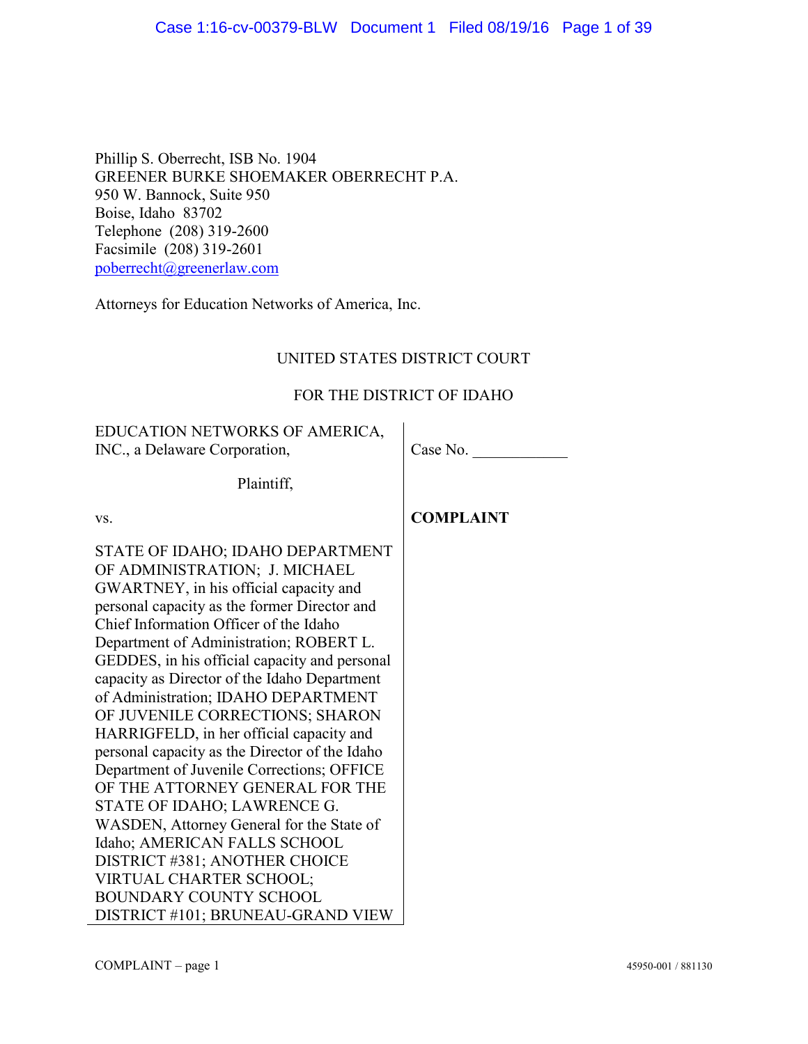Phillip S. Oberrecht, ISB No. 1904
GREENER BURKE SHOEMAKER OBERRECHT P.A.
950 W. Bannock, Suite 950
Boise, Idaho 83702
Telephone (208) 319-2600
Facsimile (208) 319-2601
poberrecht@greenerlaw.com

Attorneys for Education Networks of America, Inc.

UNITED STATES DISTRICT COURT

FOR THE DISTRICT OF IDAHO

| | |
|---|---|
| EDUCATION NETWORKS OF AMERICA, INC., a Delaware Corporation,<br><br>Plaintiff,<br><br>vs.<br><br>STATE OF IDAHO; IDAHO DEPARTMENT OF ADMINISTRATION; J. MICHAEL GWARTNEY, in his official capacity and personal capacity as the former Director and Chief Information Officer of the Idaho Department of Administration; ROBERT L. GEDDES, in his official capacity and personal capacity as Director of the Idaho Department of Administration; IDAHO DEPARTMENT OF JUVENILE CORRECTIONS; SHARON HARRIGFELD, in her official capacity and personal capacity as the Director of the Idaho Department of Juvenile Corrections; OFFICE OF THE ATTORNEY GENERAL FOR THE STATE OF IDAHO; LAWRENCE G. WASDEN, Attorney General for the State of Idaho; AMERICAN FALLS SCHOOL DISTRICT #381; ANOTHER CHOICE VIRTUAL CHARTER SCHOOL; BOUNDARY COUNTY SCHOOL DISTRICT #101; BRUNEAU-GRAND VIEW | Case No. ____________<br><br>**COMPLAINT** |

COMPLAINT – page 1 45950-001 / 881130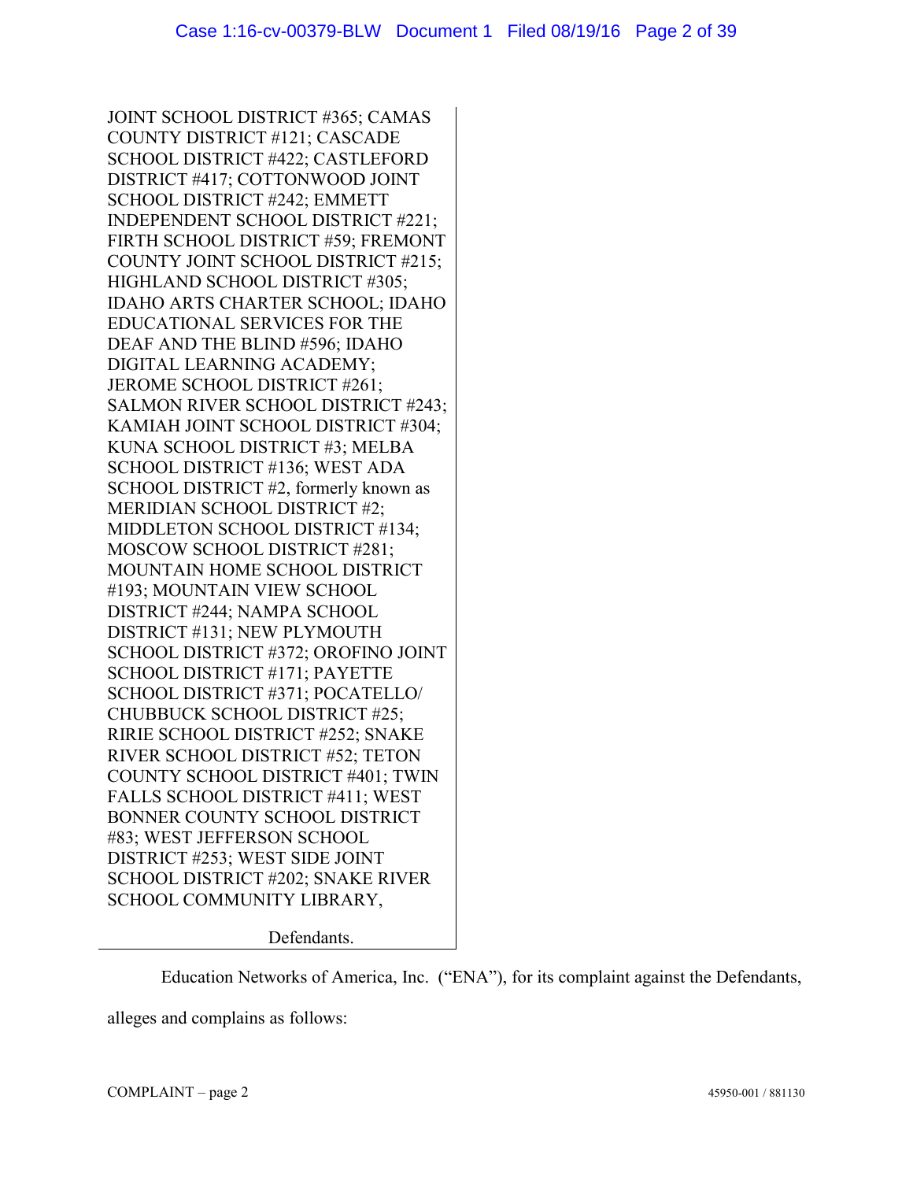JOINT SCHOOL DISTRICT #365; CAMAS COUNTY DISTRICT #121; CASCADE SCHOOL DISTRICT #422; CASTLEFORD DISTRICT #417; COTTONWOOD JOINT SCHOOL DISTRICT #242; EMMETT INDEPENDENT SCHOOL DISTRICT #221; FIRTH SCHOOL DISTRICT #59; FREMONT COUNTY JOINT SCHOOL DISTRICT #215; HIGHLAND SCHOOL DISTRICT #305; IDAHO ARTS CHARTER SCHOOL; IDAHO EDUCATIONAL SERVICES FOR THE DEAF AND THE BLIND #596; IDAHO DIGITAL LEARNING ACADEMY; JEROME SCHOOL DISTRICT #261; SALMON RIVER SCHOOL DISTRICT #243; KAMIAH JOINT SCHOOL DISTRICT #304; KUNA SCHOOL DISTRICT #3; MELBA SCHOOL DISTRICT #136; WEST ADA SCHOOL DISTRICT #2, formerly known as MERIDIAN SCHOOL DISTRICT #2; MIDDLETON SCHOOL DISTRICT #134; MOSCOW SCHOOL DISTRICT #281; MOUNTAIN HOME SCHOOL DISTRICT #193; MOUNTAIN VIEW SCHOOL DISTRICT #244; NAMPA SCHOOL DISTRICT #131; NEW PLYMOUTH SCHOOL DISTRICT #372; OROFINO JOINT SCHOOL DISTRICT #171; PAYETTE SCHOOL DISTRICT #371; POCATELLO/ CHUBBUCK SCHOOL DISTRICT #25; RIRIE SCHOOL DISTRICT #252; SNAKE RIVER SCHOOL DISTRICT #52; TETON COUNTY SCHOOL DISTRICT #401; TWIN FALLS SCHOOL DISTRICT #411; WEST BONNER COUNTY SCHOOL DISTRICT #83; WEST JEFFERSON SCHOOL DISTRICT #253; WEST SIDE JOINT SCHOOL DISTRICT #202; SNAKE RIVER SCHOOL COMMUNITY LIBRARY,

Defendants.

Education Networks of America, Inc. ("ENA"), for its complaint against the Defendants, alleges and complains as follows: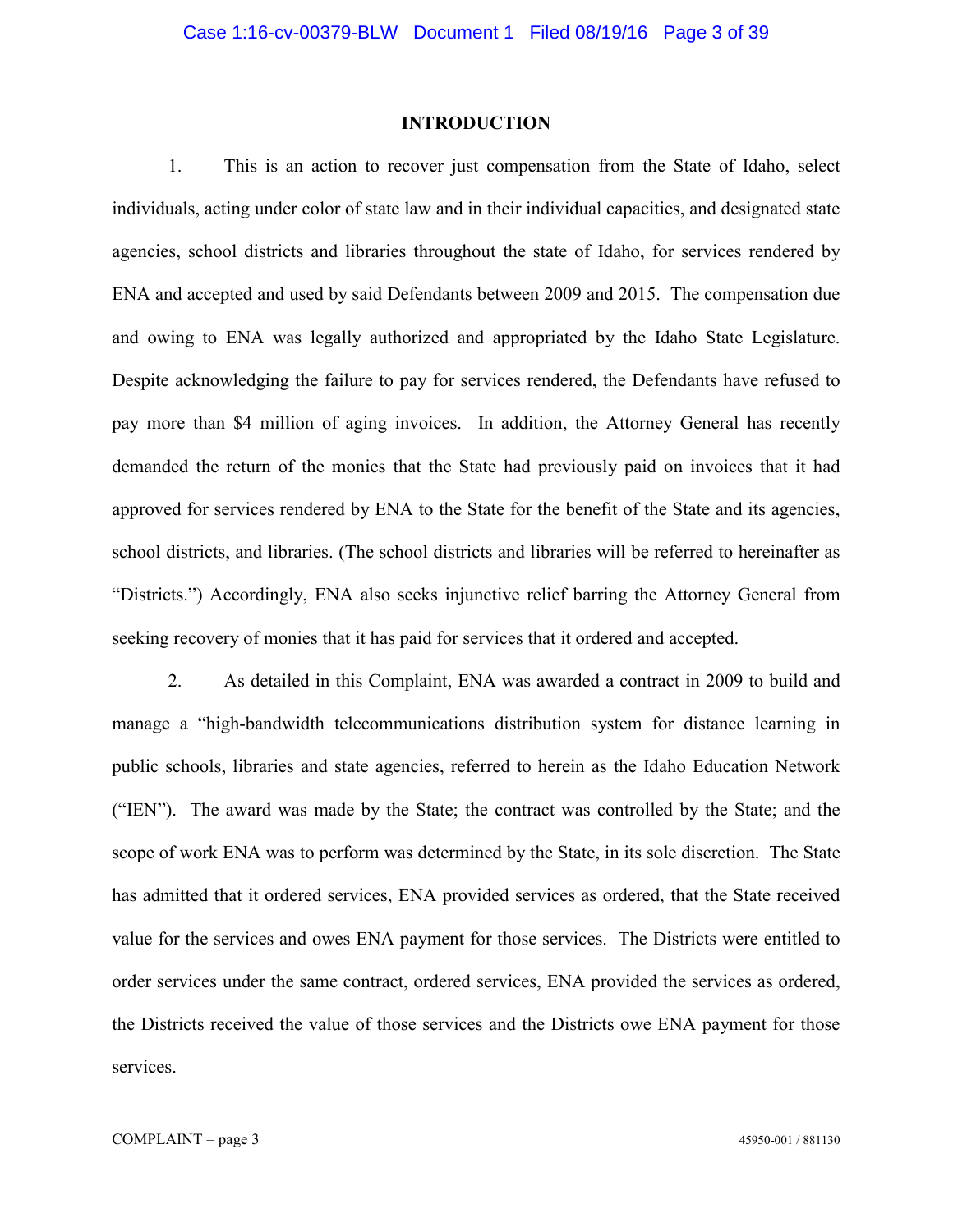## INTRODUCTION

1. This is an action to recover just compensation from the State of Idaho, select individuals, acting under color of state law and in their individual capacities, and designated state agencies, school districts and libraries throughout the state of Idaho, for services rendered by ENA and accepted and used by said Defendants between 2009 and 2015. The compensation due and owing to ENA was legally authorized and appropriated by the Idaho State Legislature. Despite acknowledging the failure to pay for services rendered, the Defendants have refused to pay more than $4 million of aging invoices. In addition, the Attorney General has recently demanded the return of the monies that the State had previously paid on invoices that it had approved for services rendered by ENA to the State for the benefit of the State and its agencies, school districts, and libraries. (The school districts and libraries will be referred to hereinafter as "Districts.") Accordingly, ENA also seeks injunctive relief barring the Attorney General from seeking recovery of monies that it has paid for services that it ordered and accepted.

2. As detailed in this Complaint, ENA was awarded a contract in 2009 to build and manage a "high-bandwidth telecommunications distribution system for distance learning in public schools, libraries and state agencies, referred to herein as the Idaho Education Network ("IEN"). The award was made by the State; the contract was controlled by the State; and the scope of work ENA was to perform was determined by the State, in its sole discretion. The State has admitted that it ordered services, ENA provided services as ordered, that the State received value for the services and owes ENA payment for those services. The Districts were entitled to order services under the same contract, ordered services, ENA provided the services as ordered, the Districts received the value of those services and the Districts owe ENA payment for those services.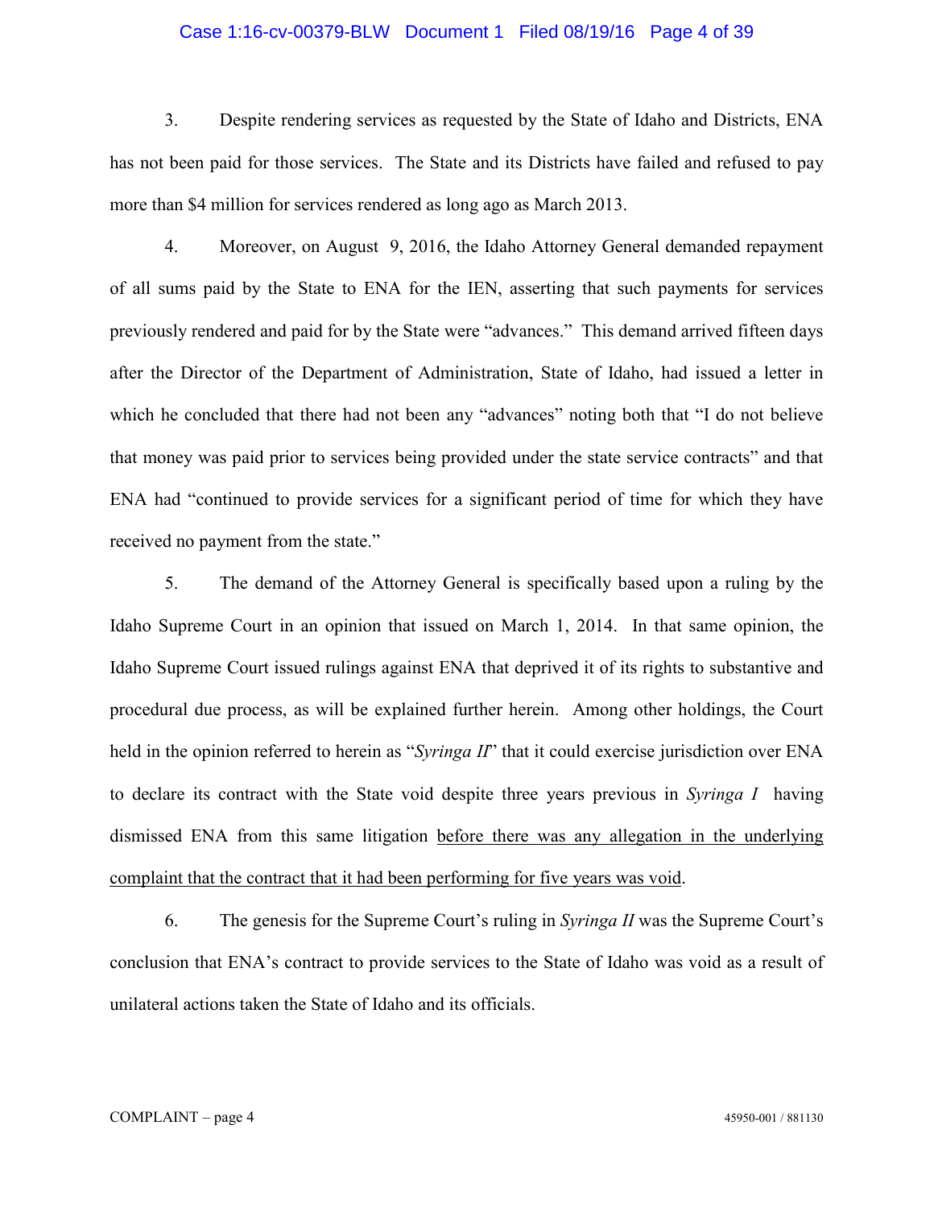3. Despite rendering services as requested by the State of Idaho and Districts, ENA has not been paid for those services. The State and its Districts have failed and refused to pay more than $4 million for services rendered as long ago as March 2013.

4. Moreover, on August 9, 2016, the Idaho Attorney General demanded repayment of all sums paid by the State to ENA for the IEN, asserting that such payments for services previously rendered and paid for by the State were "advances." This demand arrived fifteen days after the Director of the Department of Administration, State of Idaho, had issued a letter in which he concluded that there had not been any "advances" noting both that "I do not believe that money was paid prior to services being provided under the state service contracts" and that ENA had "continued to provide services for a significant period of time for which they have received no payment from the state."

5. The demand of the Attorney General is specifically based upon a ruling by the Idaho Supreme Court in an opinion that issued on March 1, 2014. In that same opinion, the Idaho Supreme Court issued rulings against ENA that deprived it of its rights to substantive and procedural due process, as will be explained further herein. Among other holdings, the Court held in the opinion referred to herein as "*Syringa II*" that it could exercise jurisdiction over ENA to declare its contract with the State void despite three years previous in *Syringa I* having dismissed ENA from this same litigation <u>before there was any allegation in the underlying complaint that the contract that it had been performing for five years was void</u>.

6. The genesis for the Supreme Court's ruling in *Syringa II* was the Supreme Court's conclusion that ENA's contract to provide services to the State of Idaho was void as a result of unilateral actions taken the State of Idaho and its officials.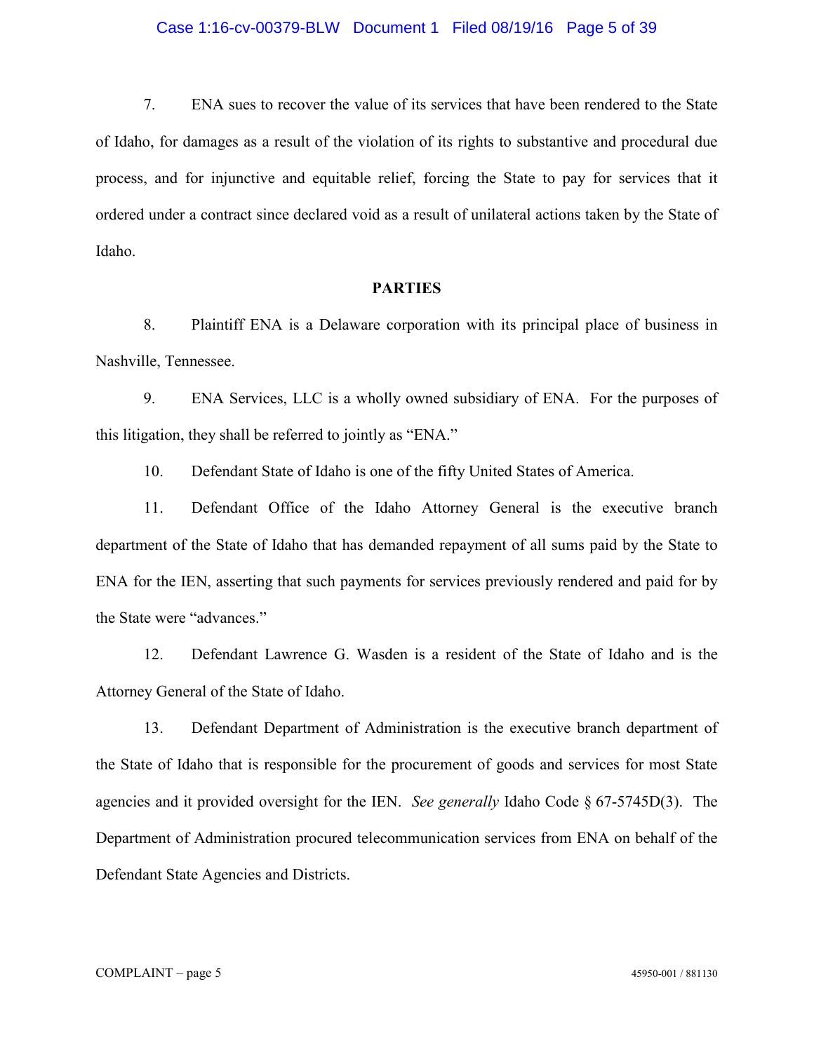7. ENA sues to recover the value of its services that have been rendered to the State of Idaho, for damages as a result of the violation of its rights to substantive and procedural due process, and for injunctive and equitable relief, forcing the State to pay for services that it ordered under a contract since declared void as a result of unilateral actions taken by the State of Idaho.

**PARTIES**

8. Plaintiff ENA is a Delaware corporation with its principal place of business in Nashville, Tennessee.

9. ENA Services, LLC is a wholly owned subsidiary of ENA. For the purposes of this litigation, they shall be referred to jointly as "ENA."

10. Defendant State of Idaho is one of the fifty United States of America.

11. Defendant Office of the Idaho Attorney General is the executive branch department of the State of Idaho that has demanded repayment of all sums paid by the State to ENA for the IEN, asserting that such payments for services previously rendered and paid for by the State were "advances."

12. Defendant Lawrence G. Wasden is a resident of the State of Idaho and is the Attorney General of the State of Idaho.

13. Defendant Department of Administration is the executive branch department of the State of Idaho that is responsible for the procurement of goods and services for most State agencies and it provided oversight for the IEN. *See generally* Idaho Code § 67-5745D(3). The Department of Administration procured telecommunication services from ENA on behalf of the Defendant State Agencies and Districts.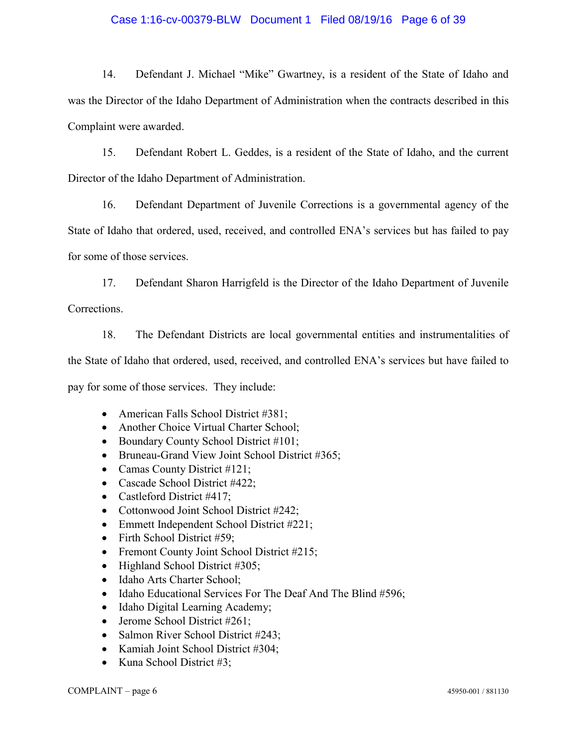14. Defendant J. Michael "Mike" Gwartney, is a resident of the State of Idaho and was the Director of the Idaho Department of Administration when the contracts described in this Complaint were awarded.

15. Defendant Robert L. Geddes, is a resident of the State of Idaho, and the current Director of the Idaho Department of Administration.

16. Defendant Department of Juvenile Corrections is a governmental agency of the State of Idaho that ordered, used, received, and controlled ENA's services but has failed to pay for some of those services.

17. Defendant Sharon Harrigfeld is the Director of the Idaho Department of Juvenile Corrections.

18. The Defendant Districts are local governmental entities and instrumentalities of the State of Idaho that ordered, used, received, and controlled ENA's services but have failed to pay for some of those services. They include:

- American Falls School District #381;
- Another Choice Virtual Charter School;
- Boundary County School District #101;
- Bruneau-Grand View Joint School District #365;
- Camas County District #121;
- Cascade School District #422;
- Castleford District #417;
- Cottonwood Joint School District #242;
- Emmett Independent School District #221;
- Firth School District #59;
- Fremont County Joint School District #215;
- Highland School District #305;
- Idaho Arts Charter School;
- Idaho Educational Services For The Deaf And The Blind #596;
- Idaho Digital Learning Academy;
- Jerome School District #261;
- Salmon River School District #243;
- Kamiah Joint School District #304;
- Kuna School District #3;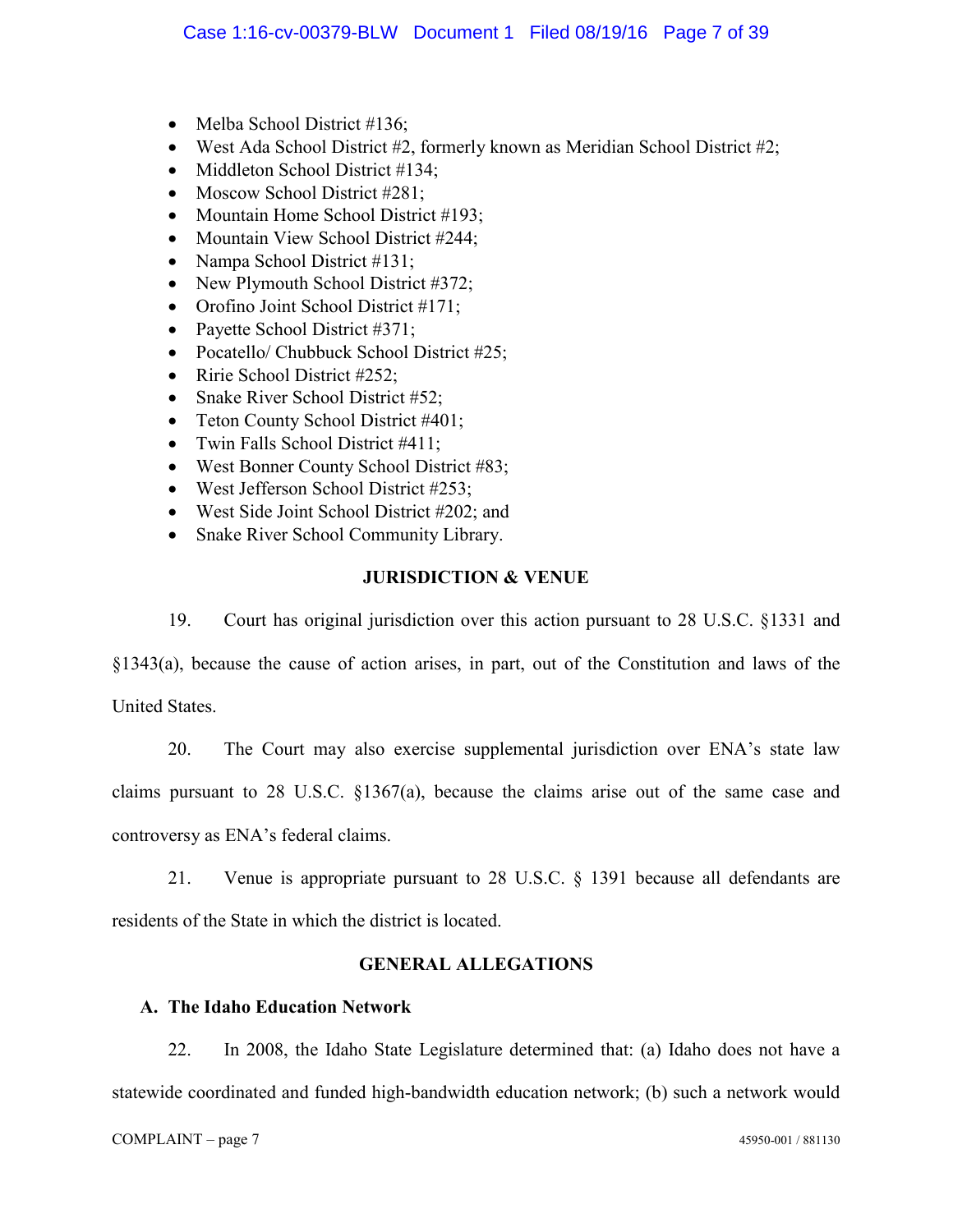- Melba School District #136;
- West Ada School District #2, formerly known as Meridian School District #2;
- Middleton School District #134;
- Moscow School District #281;
- Mountain Home School District #193;
- Mountain View School District #244;
- Nampa School District #131;
- New Plymouth School District #372;
- Orofino Joint School District #171;
- Payette School District #371;
- Pocatello/ Chubbuck School District #25;
- Ririe School District #252;
- Snake River School District #52;
- Teton County School District #401;
- Twin Falls School District #411;
- West Bonner County School District #83;
- West Jefferson School District #253;
- West Side Joint School District #202; and
- Snake River School Community Library.

## JURISDICTION & VENUE

19. Court has original jurisdiction over this action pursuant to 28 U.S.C. §1331 and §1343(a), because the cause of action arises, in part, out of the Constitution and laws of the United States.

20. The Court may also exercise supplemental jurisdiction over ENA's state law claims pursuant to 28 U.S.C. §1367(a), because the claims arise out of the same case and controversy as ENA's federal claims.

21. Venue is appropriate pursuant to 28 U.S.C. § 1391 because all defendants are residents of the State in which the district is located.

## GENERAL ALLEGATIONS

### A. The Idaho Education Network

22. In 2008, the Idaho State Legislature determined that: (a) Idaho does not have a statewide coordinated and funded high-bandwidth education network; (b) such a network would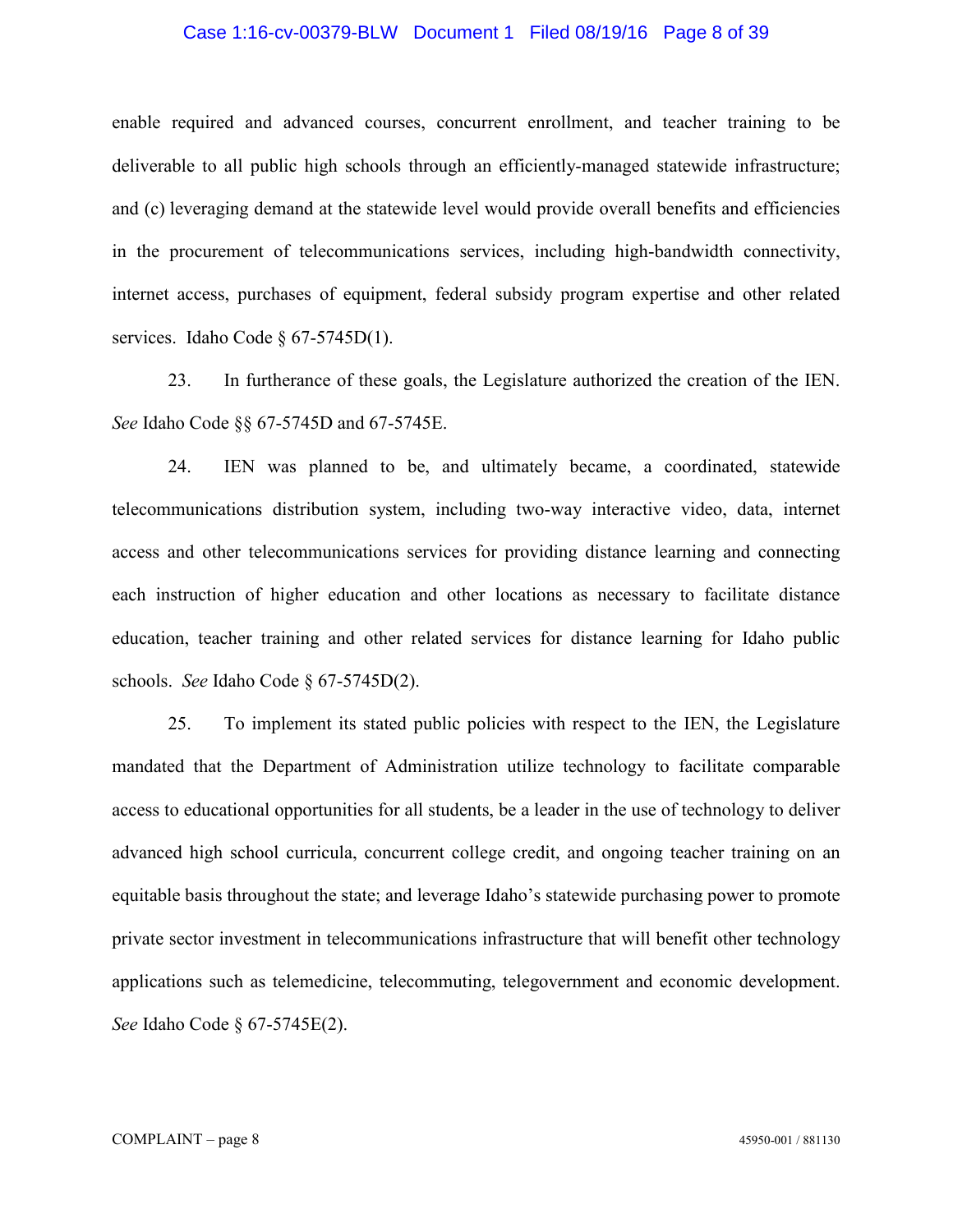enable required and advanced courses, concurrent enrollment, and teacher training to be deliverable to all public high schools through an efficiently-managed statewide infrastructure; and (c) leveraging demand at the statewide level would provide overall benefits and efficiencies in the procurement of telecommunications services, including high-bandwidth connectivity, internet access, purchases of equipment, federal subsidy program expertise and other related services. Idaho Code § 67-5745D(1).

23. In furtherance of these goals, the Legislature authorized the creation of the IEN. *See* Idaho Code §§ 67-5745D and 67-5745E.

24. IEN was planned to be, and ultimately became, a coordinated, statewide telecommunications distribution system, including two-way interactive video, data, internet access and other telecommunications services for providing distance learning and connecting each instruction of higher education and other locations as necessary to facilitate distance education, teacher training and other related services for distance learning for Idaho public schools. *See* Idaho Code § 67-5745D(2).

25. To implement its stated public policies with respect to the IEN, the Legislature mandated that the Department of Administration utilize technology to facilitate comparable access to educational opportunities for all students, be a leader in the use of technology to deliver advanced high school curricula, concurrent college credit, and ongoing teacher training on an equitable basis throughout the state; and leverage Idaho's statewide purchasing power to promote private sector investment in telecommunications infrastructure that will benefit other technology applications such as telemedicine, telecommuting, telegovernment and economic development. *See* Idaho Code § 67-5745E(2).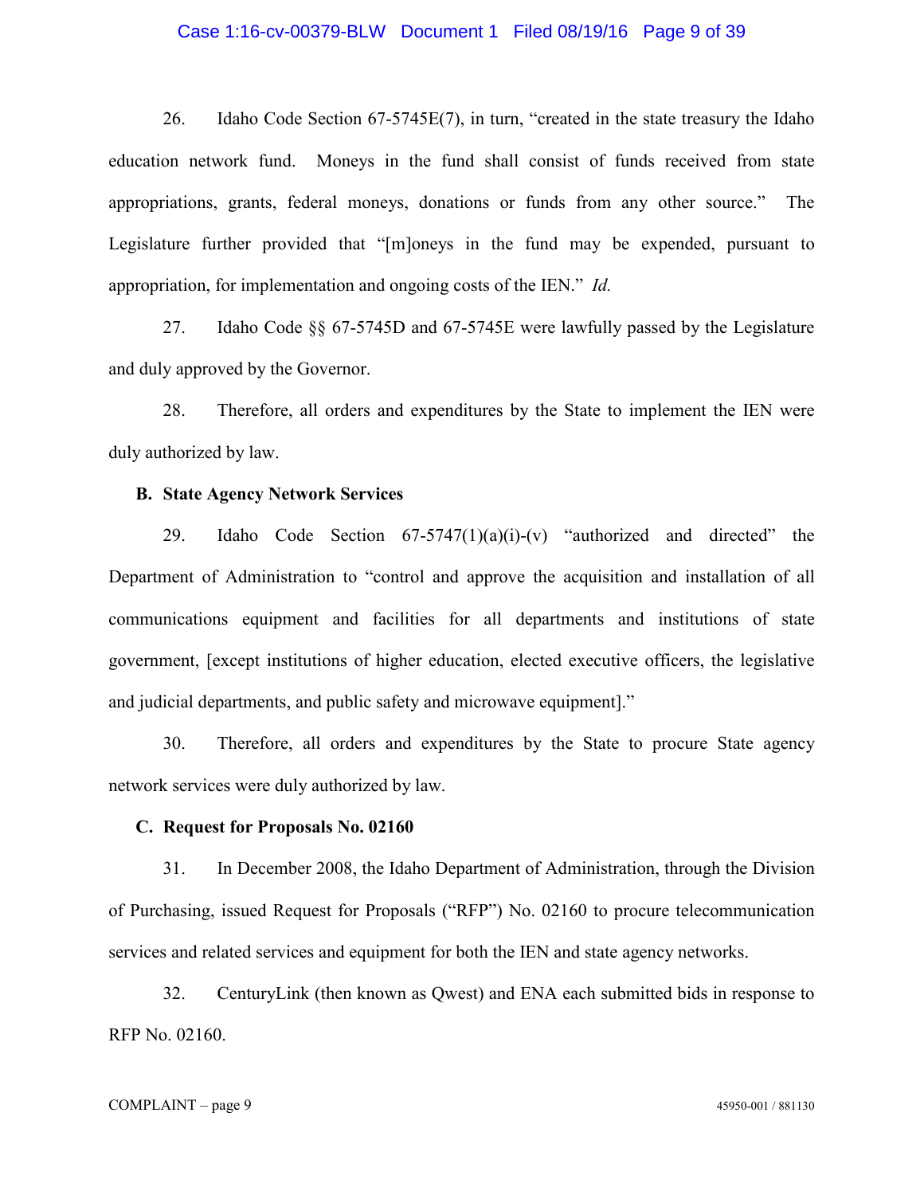26. Idaho Code Section 67-5745E(7), in turn, "created in the state treasury the Idaho education network fund. Moneys in the fund shall consist of funds received from state appropriations, grants, federal moneys, donations or funds from any other source." The Legislature further provided that "[m]oneys in the fund may be expended, pursuant to appropriation, for implementation and ongoing costs of the IEN." *Id.*

27. Idaho Code §§ 67-5745D and 67-5745E were lawfully passed by the Legislature and duly approved by the Governor.

28. Therefore, all orders and expenditures by the State to implement the IEN were duly authorized by law.

**B. State Agency Network Services**

29. Idaho Code Section 67-5747(1)(a)(i)-(v) "authorized and directed" the Department of Administration to "control and approve the acquisition and installation of all communications equipment and facilities for all departments and institutions of state government, [except institutions of higher education, elected executive officers, the legislative and judicial departments, and public safety and microwave equipment]."

30. Therefore, all orders and expenditures by the State to procure State agency network services were duly authorized by law.

**C. Request for Proposals No. 02160**

31. In December 2008, the Idaho Department of Administration, through the Division of Purchasing, issued Request for Proposals ("RFP") No. 02160 to procure telecommunication services and related services and equipment for both the IEN and state agency networks.

32. CenturyLink (then known as Qwest) and ENA each submitted bids in response to RFP No. 02160.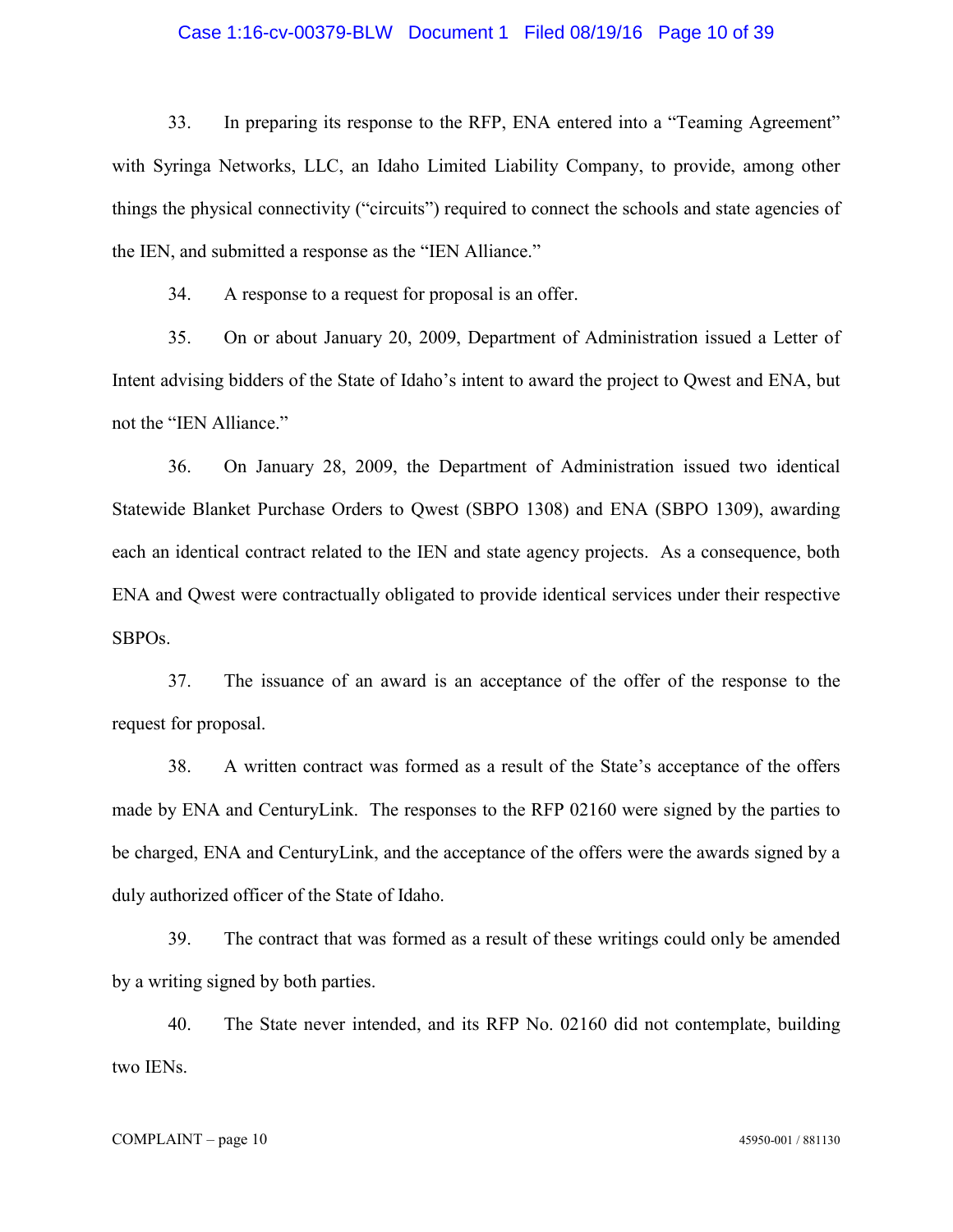33. In preparing its response to the RFP, ENA entered into a "Teaming Agreement" with Syringa Networks, LLC, an Idaho Limited Liability Company, to provide, among other things the physical connectivity ("circuits") required to connect the schools and state agencies of the IEN, and submitted a response as the "IEN Alliance."

34. A response to a request for proposal is an offer.

35. On or about January 20, 2009, Department of Administration issued a Letter of Intent advising bidders of the State of Idaho's intent to award the project to Qwest and ENA, but not the "IEN Alliance."

36. On January 28, 2009, the Department of Administration issued two identical Statewide Blanket Purchase Orders to Qwest (SBPO 1308) and ENA (SBPO 1309), awarding each an identical contract related to the IEN and state agency projects. As a consequence, both ENA and Qwest were contractually obligated to provide identical services under their respective SBPOs.

37. The issuance of an award is an acceptance of the offer of the response to the request for proposal.

38. A written contract was formed as a result of the State's acceptance of the offers made by ENA and CenturyLink. The responses to the RFP 02160 were signed by the parties to be charged, ENA and CenturyLink, and the acceptance of the offers were the awards signed by a duly authorized officer of the State of Idaho.

39. The contract that was formed as a result of these writings could only be amended by a writing signed by both parties.

40. The State never intended, and its RFP No. 02160 did not contemplate, building two IENs.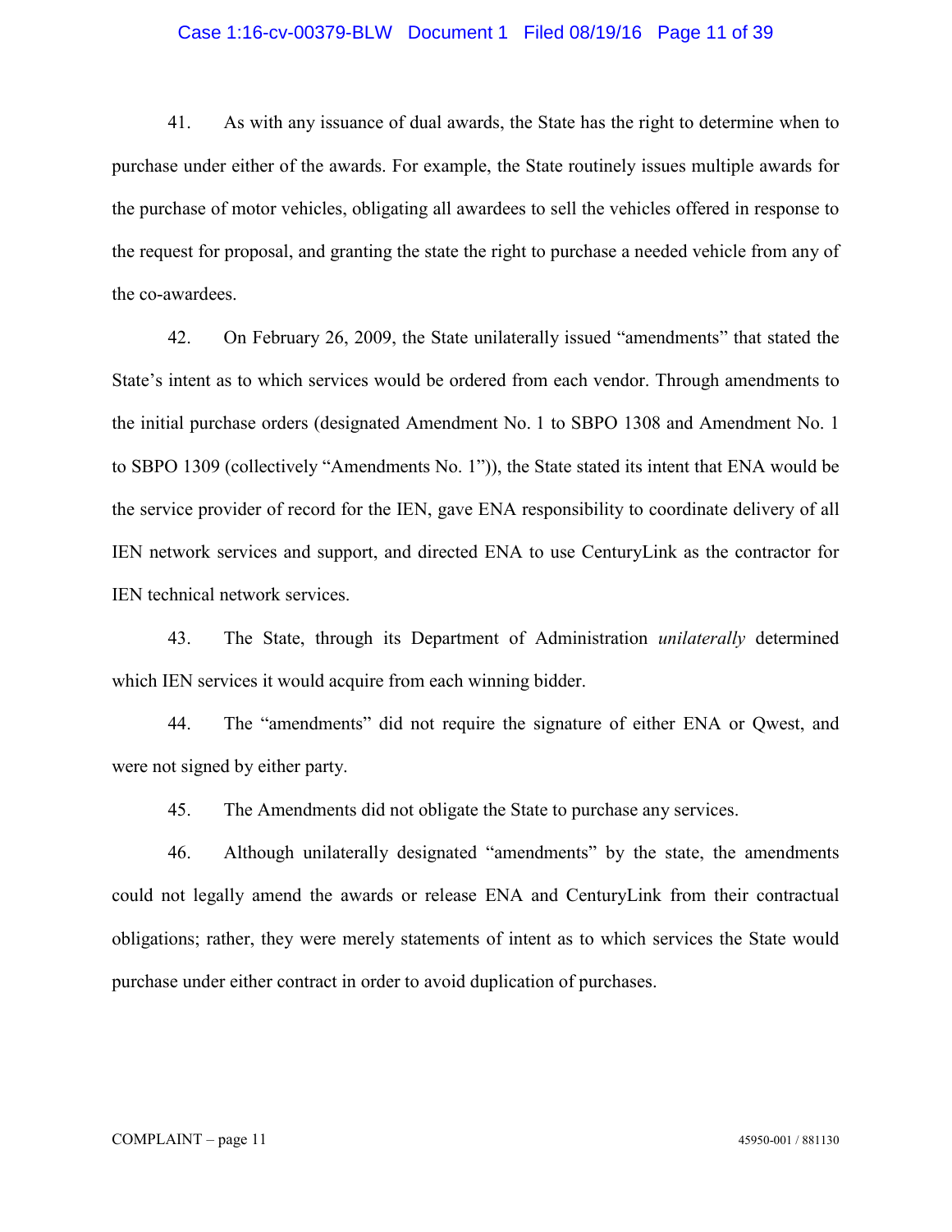41. As with any issuance of dual awards, the State has the right to determine when to purchase under either of the awards. For example, the State routinely issues multiple awards for the purchase of motor vehicles, obligating all awardees to sell the vehicles offered in response to the request for proposal, and granting the state the right to purchase a needed vehicle from any of the co-awardees.

42. On February 26, 2009, the State unilaterally issued "amendments" that stated the State's intent as to which services would be ordered from each vendor. Through amendments to the initial purchase orders (designated Amendment No. 1 to SBPO 1308 and Amendment No. 1 to SBPO 1309 (collectively "Amendments No. 1")), the State stated its intent that ENA would be the service provider of record for the IEN, gave ENA responsibility to coordinate delivery of all IEN network services and support, and directed ENA to use CenturyLink as the contractor for IEN technical network services.

43. The State, through its Department of Administration *unilaterally* determined which IEN services it would acquire from each winning bidder.

44. The "amendments" did not require the signature of either ENA or Qwest, and were not signed by either party.

45. The Amendments did not obligate the State to purchase any services.

46. Although unilaterally designated "amendments" by the state, the amendments could not legally amend the awards or release ENA and CenturyLink from their contractual obligations; rather, they were merely statements of intent as to which services the State would purchase under either contract in order to avoid duplication of purchases.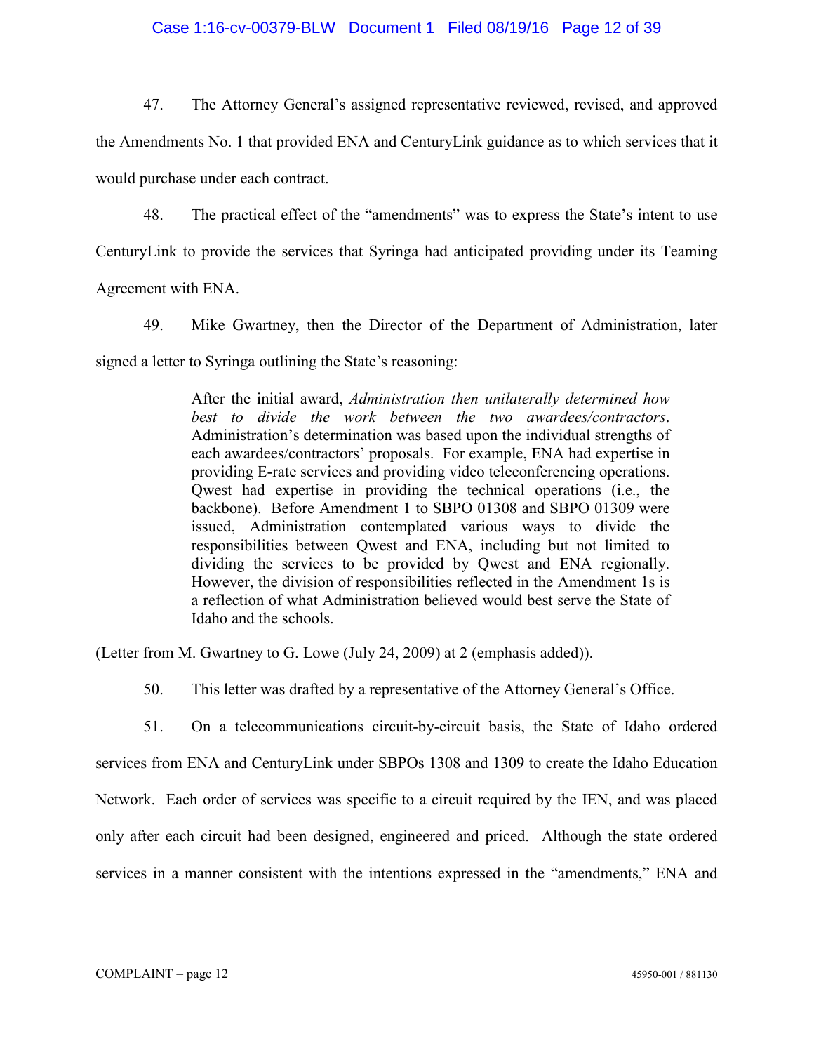47. The Attorney General's assigned representative reviewed, revised, and approved the Amendments No. 1 that provided ENA and CenturyLink guidance as to which services that it would purchase under each contract.

48. The practical effect of the "amendments" was to express the State's intent to use CenturyLink to provide the services that Syringa had anticipated providing under its Teaming Agreement with ENA.

49. Mike Gwartney, then the Director of the Department of Administration, later signed a letter to Syringa outlining the State's reasoning:

> After the initial award, *Administration then unilaterally determined how best to divide the work between the two awardees/contractors*. Administration's determination was based upon the individual strengths of each awardees/contractors' proposals. For example, ENA had expertise in providing E-rate services and providing video teleconferencing operations. Qwest had expertise in providing the technical operations (i.e., the backbone). Before Amendment 1 to SBPO 01308 and SBPO 01309 were issued, Administration contemplated various ways to divide the responsibilities between Qwest and ENA, including but not limited to dividing the services to be provided by Qwest and ENA regionally. However, the division of responsibilities reflected in the Amendment 1s is a reflection of what Administration believed would best serve the State of Idaho and the schools.

(Letter from M. Gwartney to G. Lowe (July 24, 2009) at 2 (emphasis added)).

50. This letter was drafted by a representative of the Attorney General's Office.

51. On a telecommunications circuit-by-circuit basis, the State of Idaho ordered services from ENA and CenturyLink under SBPOs 1308 and 1309 to create the Idaho Education Network. Each order of services was specific to a circuit required by the IEN, and was placed only after each circuit had been designed, engineered and priced. Although the state ordered services in a manner consistent with the intentions expressed in the "amendments," ENA and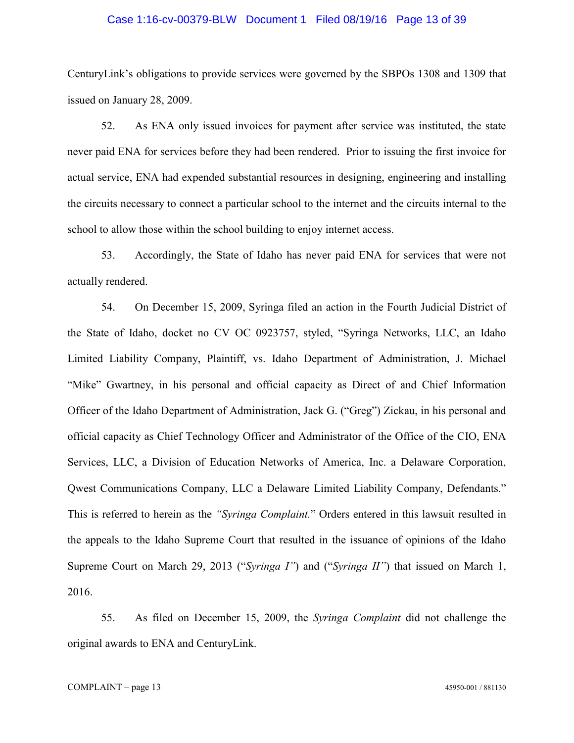CenturyLink's obligations to provide services were governed by the SBPOs 1308 and 1309 that issued on January 28, 2009.

52. As ENA only issued invoices for payment after service was instituted, the state never paid ENA for services before they had been rendered. Prior to issuing the first invoice for actual service, ENA had expended substantial resources in designing, engineering and installing the circuits necessary to connect a particular school to the internet and the circuits internal to the school to allow those within the school building to enjoy internet access.

53. Accordingly, the State of Idaho has never paid ENA for services that were not actually rendered.

54. On December 15, 2009, Syringa filed an action in the Fourth Judicial District of the State of Idaho, docket no CV OC 0923757, styled, "Syringa Networks, LLC, an Idaho Limited Liability Company, Plaintiff, vs. Idaho Department of Administration, J. Michael "Mike" Gwartney, in his personal and official capacity as Direct of and Chief Information Officer of the Idaho Department of Administration, Jack G. ("Greg") Zickau, in his personal and official capacity as Chief Technology Officer and Administrator of the Office of the CIO, ENA Services, LLC, a Division of Education Networks of America, Inc. a Delaware Corporation, Qwest Communications Company, LLC a Delaware Limited Liability Company, Defendants." This is referred to herein as the *"Syringa Complaint.*" Orders entered in this lawsuit resulted in the appeals to the Idaho Supreme Court that resulted in the issuance of opinions of the Idaho Supreme Court on March 29, 2013 ("*Syringa I"*) and ("*Syringa II"*) that issued on March 1, 2016.

55. As filed on December 15, 2009, the *Syringa Complaint* did not challenge the original awards to ENA and CenturyLink.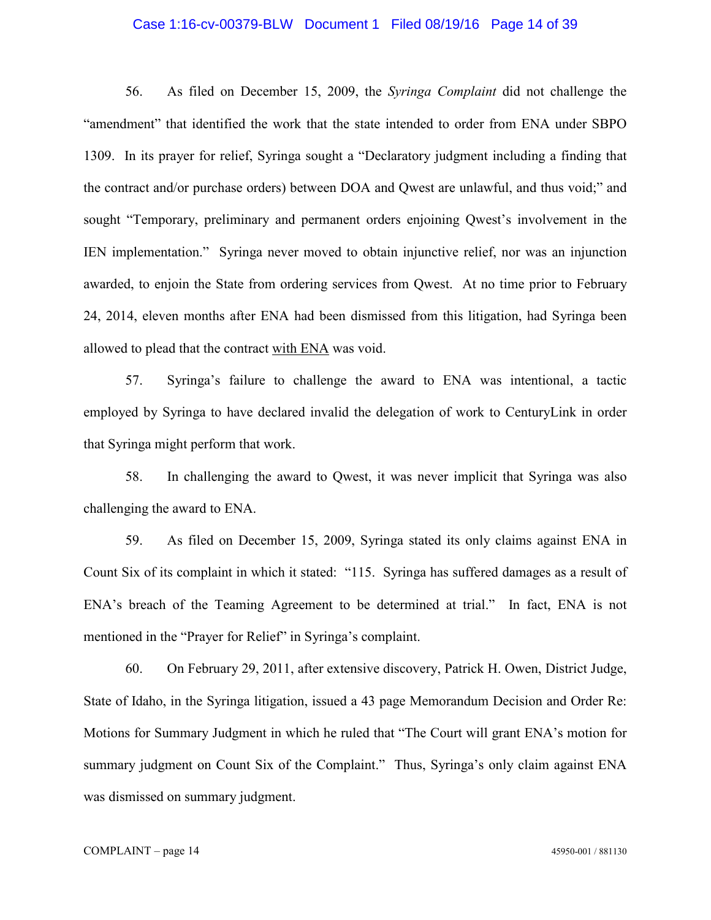56. As filed on December 15, 2009, the *Syringa Complaint* did not challenge the "amendment" that identified the work that the state intended to order from ENA under SBPO 1309. In its prayer for relief, Syringa sought a "Declaratory judgment including a finding that the contract and/or purchase orders) between DOA and Qwest are unlawful, and thus void;" and sought "Temporary, preliminary and permanent orders enjoining Qwest's involvement in the IEN implementation." Syringa never moved to obtain injunctive relief, nor was an injunction awarded, to enjoin the State from ordering services from Qwest. At no time prior to February 24, 2014, eleven months after ENA had been dismissed from this litigation, had Syringa been allowed to plead that the contract <u>with ENA</u> was void.

57. Syringa's failure to challenge the award to ENA was intentional, a tactic employed by Syringa to have declared invalid the delegation of work to CenturyLink in order that Syringa might perform that work.

58. In challenging the award to Qwest, it was never implicit that Syringa was also challenging the award to ENA.

59. As filed on December 15, 2009, Syringa stated its only claims against ENA in Count Six of its complaint in which it stated: "115. Syringa has suffered damages as a result of ENA's breach of the Teaming Agreement to be determined at trial." In fact, ENA is not mentioned in the "Prayer for Relief" in Syringa's complaint.

60. On February 29, 2011, after extensive discovery, Patrick H. Owen, District Judge, State of Idaho, in the Syringa litigation, issued a 43 page Memorandum Decision and Order Re: Motions for Summary Judgment in which he ruled that "The Court will grant ENA's motion for summary judgment on Count Six of the Complaint." Thus, Syringa's only claim against ENA was dismissed on summary judgment.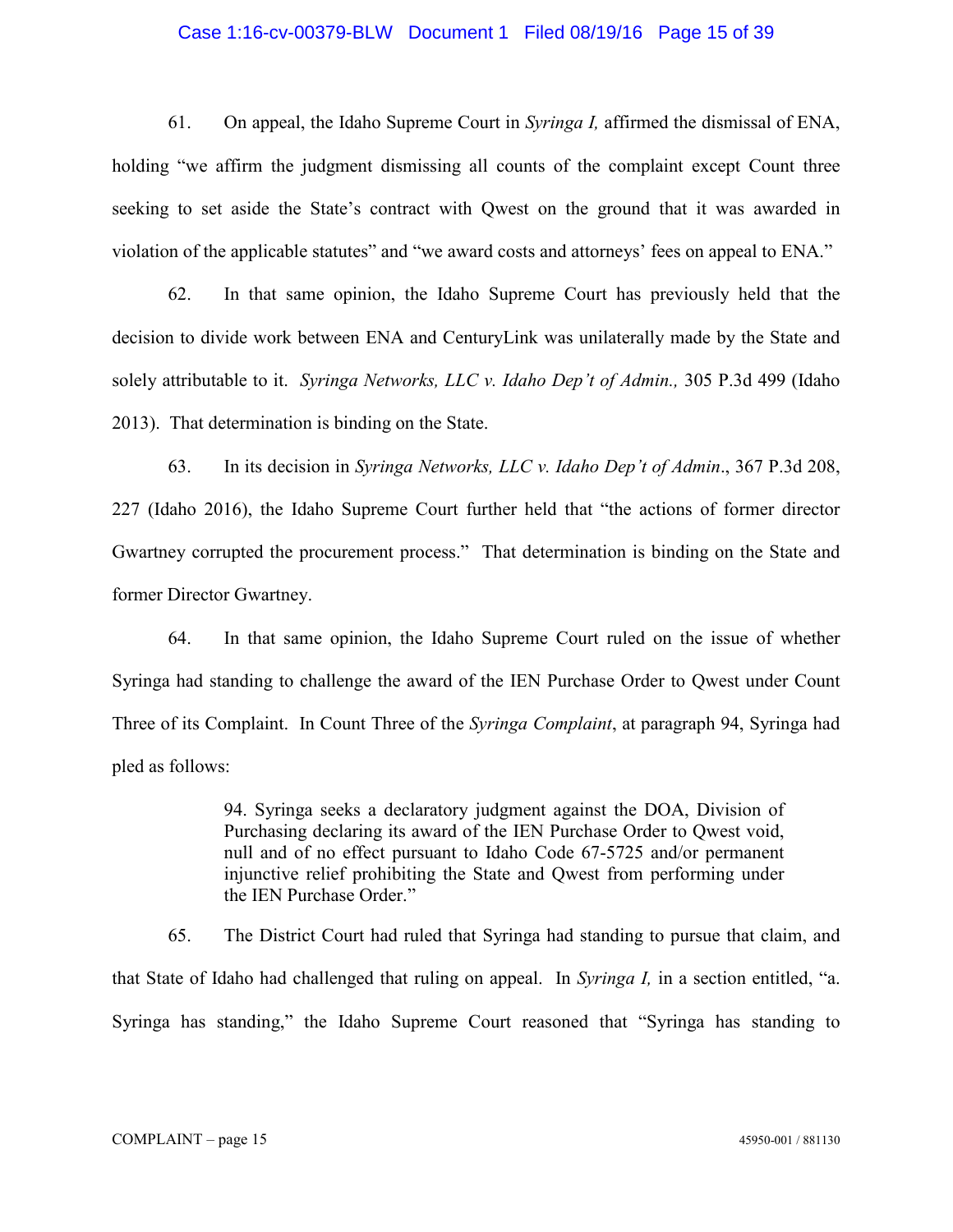61. On appeal, the Idaho Supreme Court in *Syringa I,* affirmed the dismissal of ENA, holding "we affirm the judgment dismissing all counts of the complaint except Count three seeking to set aside the State's contract with Qwest on the ground that it was awarded in violation of the applicable statutes" and "we award costs and attorneys' fees on appeal to ENA."

62. In that same opinion, the Idaho Supreme Court has previously held that the decision to divide work between ENA and CenturyLink was unilaterally made by the State and solely attributable to it. *Syringa Networks, LLC v. Idaho Dep't of Admin.,* 305 P.3d 499 (Idaho 2013). That determination is binding on the State.

63. In its decision in *Syringa Networks, LLC v. Idaho Dep't of Admin*., 367 P.3d 208, 227 (Idaho 2016), the Idaho Supreme Court further held that "the actions of former director Gwartney corrupted the procurement process." That determination is binding on the State and former Director Gwartney.

64. In that same opinion, the Idaho Supreme Court ruled on the issue of whether Syringa had standing to challenge the award of the IEN Purchase Order to Qwest under Count Three of its Complaint. In Count Three of the *Syringa Complaint*, at paragraph 94, Syringa had pled as follows:

> 94. Syringa seeks a declaratory judgment against the DOA, Division of Purchasing declaring its award of the IEN Purchase Order to Qwest void, null and of no effect pursuant to Idaho Code 67-5725 and/or permanent injunctive relief prohibiting the State and Qwest from performing under the IEN Purchase Order."

65. The District Court had ruled that Syringa had standing to pursue that claim, and that State of Idaho had challenged that ruling on appeal. In *Syringa I,* in a section entitled, "a. Syringa has standing," the Idaho Supreme Court reasoned that "Syringa has standing to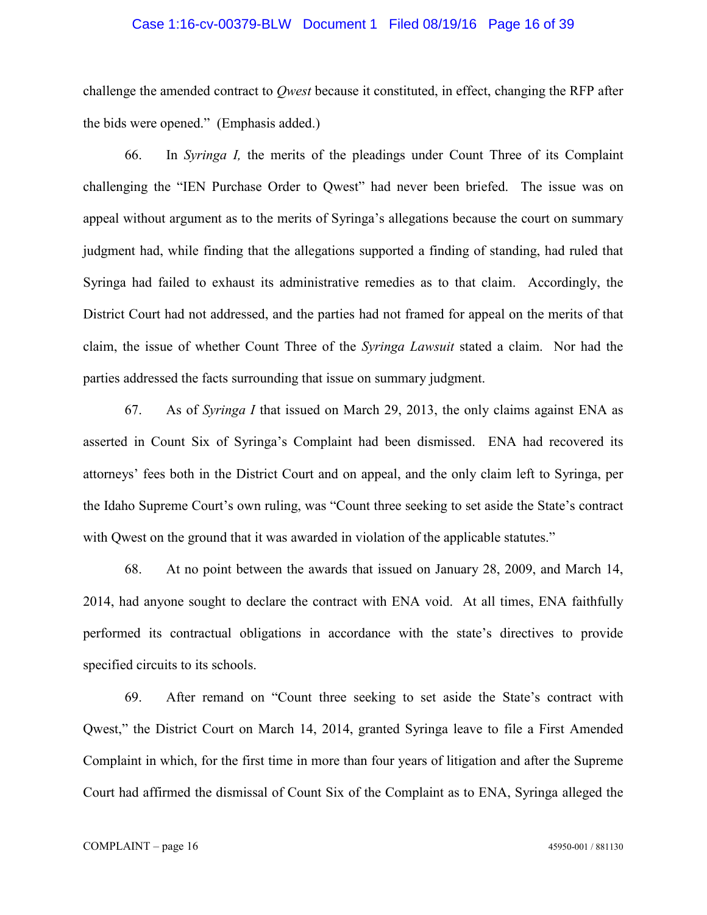challenge the amended contract to *Qwest* because it constituted, in effect, changing the RFP after the bids were opened." (Emphasis added.)

66. In *Syringa I,* the merits of the pleadings under Count Three of its Complaint challenging the "IEN Purchase Order to Qwest" had never been briefed. The issue was on appeal without argument as to the merits of Syringa's allegations because the court on summary judgment had, while finding that the allegations supported a finding of standing, had ruled that Syringa had failed to exhaust its administrative remedies as to that claim. Accordingly, the District Court had not addressed, and the parties had not framed for appeal on the merits of that claim, the issue of whether Count Three of the *Syringa Lawsuit* stated a claim. Nor had the parties addressed the facts surrounding that issue on summary judgment.

67. As of *Syringa I* that issued on March 29, 2013, the only claims against ENA as asserted in Count Six of Syringa's Complaint had been dismissed. ENA had recovered its attorneys' fees both in the District Court and on appeal, and the only claim left to Syringa, per the Idaho Supreme Court's own ruling, was "Count three seeking to set aside the State's contract with Qwest on the ground that it was awarded in violation of the applicable statutes."

68. At no point between the awards that issued on January 28, 2009, and March 14, 2014, had anyone sought to declare the contract with ENA void. At all times, ENA faithfully performed its contractual obligations in accordance with the state's directives to provide specified circuits to its schools.

69. After remand on "Count three seeking to set aside the State's contract with Qwest," the District Court on March 14, 2014, granted Syringa leave to file a First Amended Complaint in which, for the first time in more than four years of litigation and after the Supreme Court had affirmed the dismissal of Count Six of the Complaint as to ENA, Syringa alleged the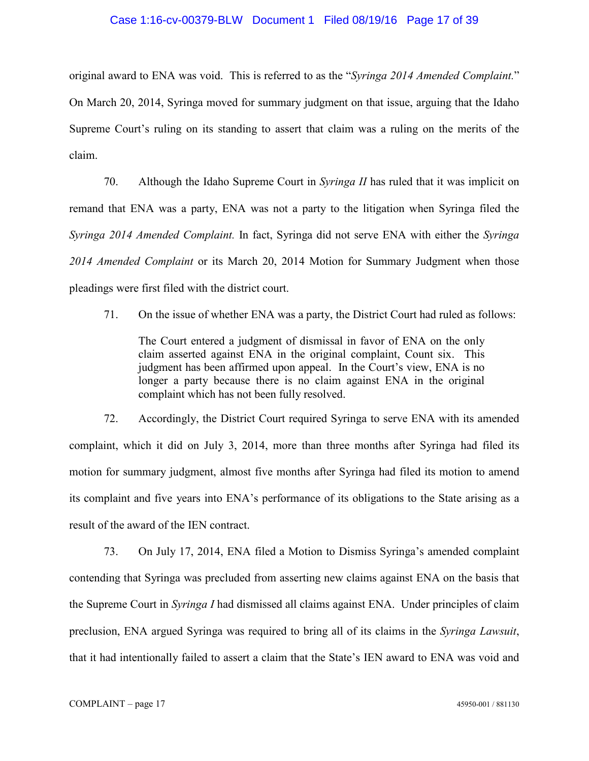original award to ENA was void. This is referred to as the "*Syringa 2014 Amended Complaint.*" On March 20, 2014, Syringa moved for summary judgment on that issue, arguing that the Idaho Supreme Court's ruling on its standing to assert that claim was a ruling on the merits of the claim.

70. Although the Idaho Supreme Court in *Syringa II* has ruled that it was implicit on remand that ENA was a party, ENA was not a party to the litigation when Syringa filed the *Syringa 2014 Amended Complaint.* In fact, Syringa did not serve ENA with either the *Syringa 2014 Amended Complaint* or its March 20, 2014 Motion for Summary Judgment when those pleadings were first filed with the district court.

71. On the issue of whether ENA was a party, the District Court had ruled as follows:

> The Court entered a judgment of dismissal in favor of ENA on the only claim asserted against ENA in the original complaint, Count six. This judgment has been affirmed upon appeal. In the Court's view, ENA is no longer a party because there is no claim against ENA in the original complaint which has not been fully resolved.

72. Accordingly, the District Court required Syringa to serve ENA with its amended complaint, which it did on July 3, 2014, more than three months after Syringa had filed its motion for summary judgment, almost five months after Syringa had filed its motion to amend its complaint and five years into ENA's performance of its obligations to the State arising as a result of the award of the IEN contract.

73. On July 17, 2014, ENA filed a Motion to Dismiss Syringa's amended complaint contending that Syringa was precluded from asserting new claims against ENA on the basis that the Supreme Court in *Syringa I* had dismissed all claims against ENA. Under principles of claim preclusion, ENA argued Syringa was required to bring all of its claims in the *Syringa Lawsuit*, that it had intentionally failed to assert a claim that the State's IEN award to ENA was void and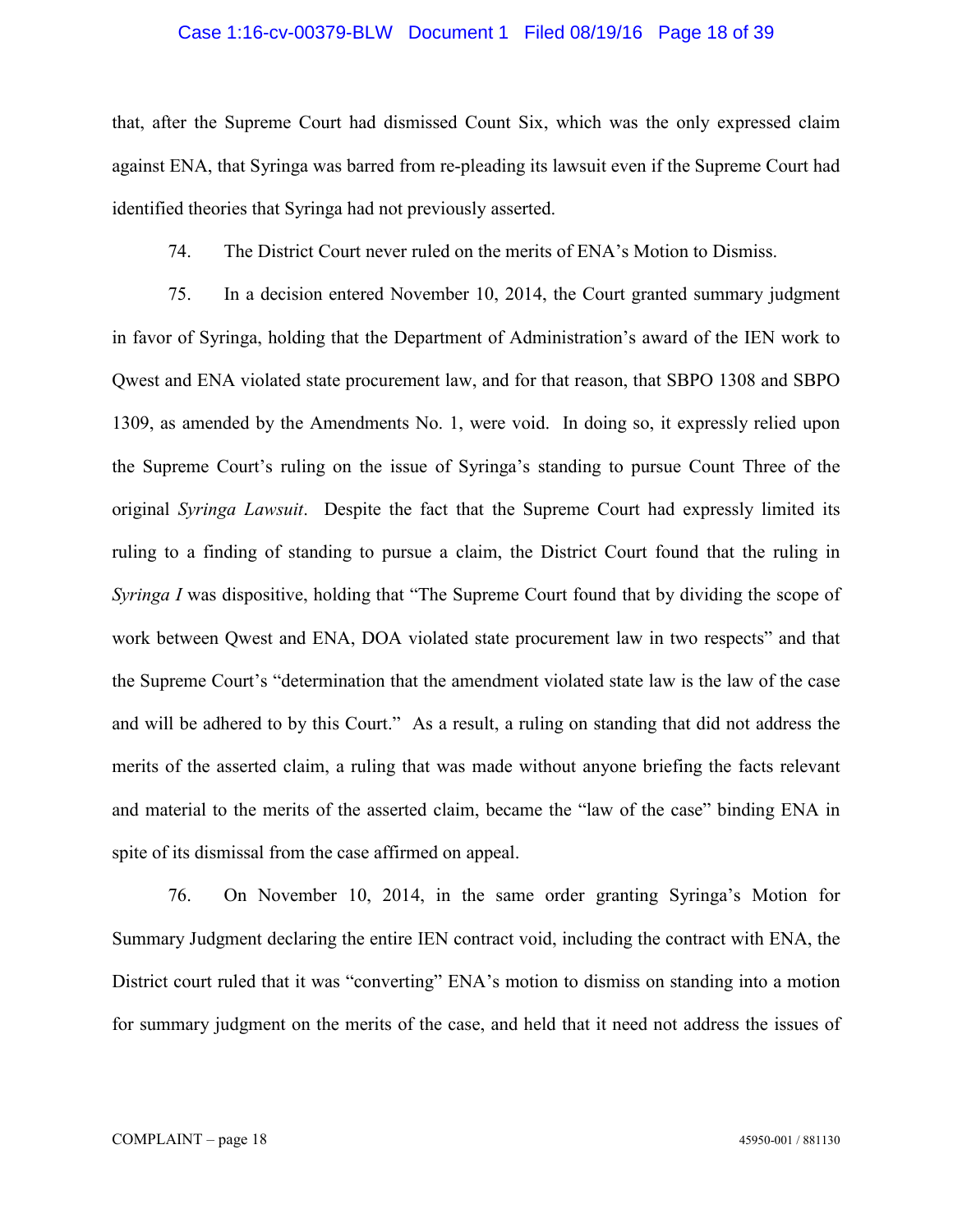that, after the Supreme Court had dismissed Count Six, which was the only expressed claim against ENA, that Syringa was barred from re-pleading its lawsuit even if the Supreme Court had identified theories that Syringa had not previously asserted.

74. The District Court never ruled on the merits of ENA's Motion to Dismiss.

75. In a decision entered November 10, 2014, the Court granted summary judgment in favor of Syringa, holding that the Department of Administration's award of the IEN work to Qwest and ENA violated state procurement law, and for that reason, that SBPO 1308 and SBPO 1309, as amended by the Amendments No. 1, were void. In doing so, it expressly relied upon the Supreme Court's ruling on the issue of Syringa's standing to pursue Count Three of the original *Syringa Lawsuit*. Despite the fact that the Supreme Court had expressly limited its ruling to a finding of standing to pursue a claim, the District Court found that the ruling in *Syringa I* was dispositive, holding that "The Supreme Court found that by dividing the scope of work between Qwest and ENA, DOA violated state procurement law in two respects" and that the Supreme Court's "determination that the amendment violated state law is the law of the case and will be adhered to by this Court." As a result, a ruling on standing that did not address the merits of the asserted claim, a ruling that was made without anyone briefing the facts relevant and material to the merits of the asserted claim, became the "law of the case" binding ENA in spite of its dismissal from the case affirmed on appeal.

76. On November 10, 2014, in the same order granting Syringa's Motion for Summary Judgment declaring the entire IEN contract void, including the contract with ENA, the District court ruled that it was "converting" ENA's motion to dismiss on standing into a motion for summary judgment on the merits of the case, and held that it need not address the issues of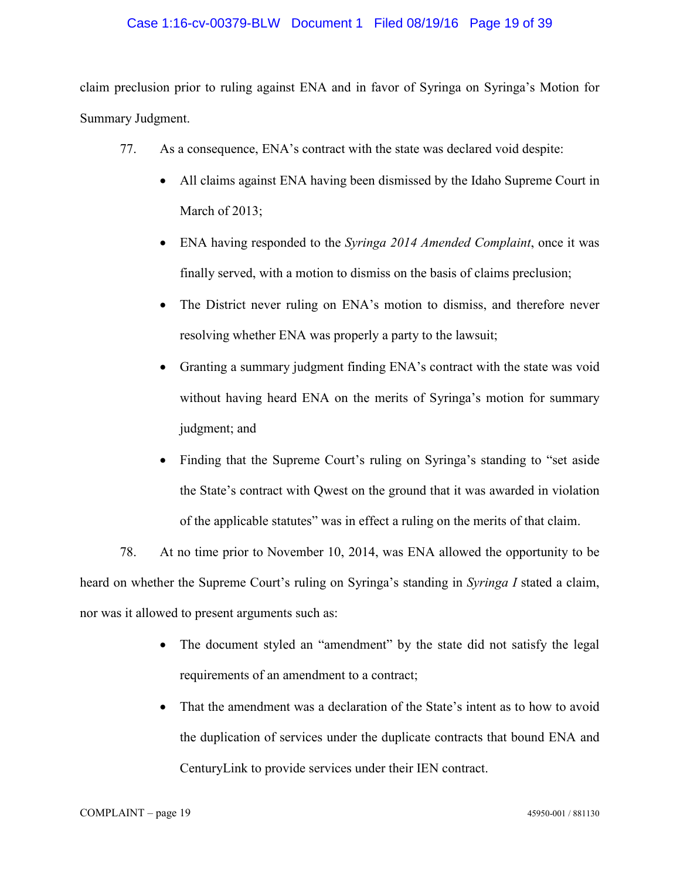claim preclusion prior to ruling against ENA and in favor of Syringa on Syringa's Motion for Summary Judgment.

77. As a consequence, ENA's contract with the state was declared void despite:

- All claims against ENA having been dismissed by the Idaho Supreme Court in March of 2013;
- ENA having responded to the *Syringa 2014 Amended Complaint*, once it was finally served, with a motion to dismiss on the basis of claims preclusion;
- The District never ruling on ENA's motion to dismiss, and therefore never resolving whether ENA was properly a party to the lawsuit;
- Granting a summary judgment finding ENA's contract with the state was void without having heard ENA on the merits of Syringa's motion for summary judgment; and
- Finding that the Supreme Court's ruling on Syringa's standing to "set aside the State's contract with Qwest on the ground that it was awarded in violation of the applicable statutes" was in effect a ruling on the merits of that claim.

78. At no time prior to November 10, 2014, was ENA allowed the opportunity to be heard on whether the Supreme Court's ruling on Syringa's standing in *Syringa I* stated a claim, nor was it allowed to present arguments such as:

- The document styled an "amendment" by the state did not satisfy the legal requirements of an amendment to a contract;
- That the amendment was a declaration of the State's intent as to how to avoid the duplication of services under the duplicate contracts that bound ENA and CenturyLink to provide services under their IEN contract.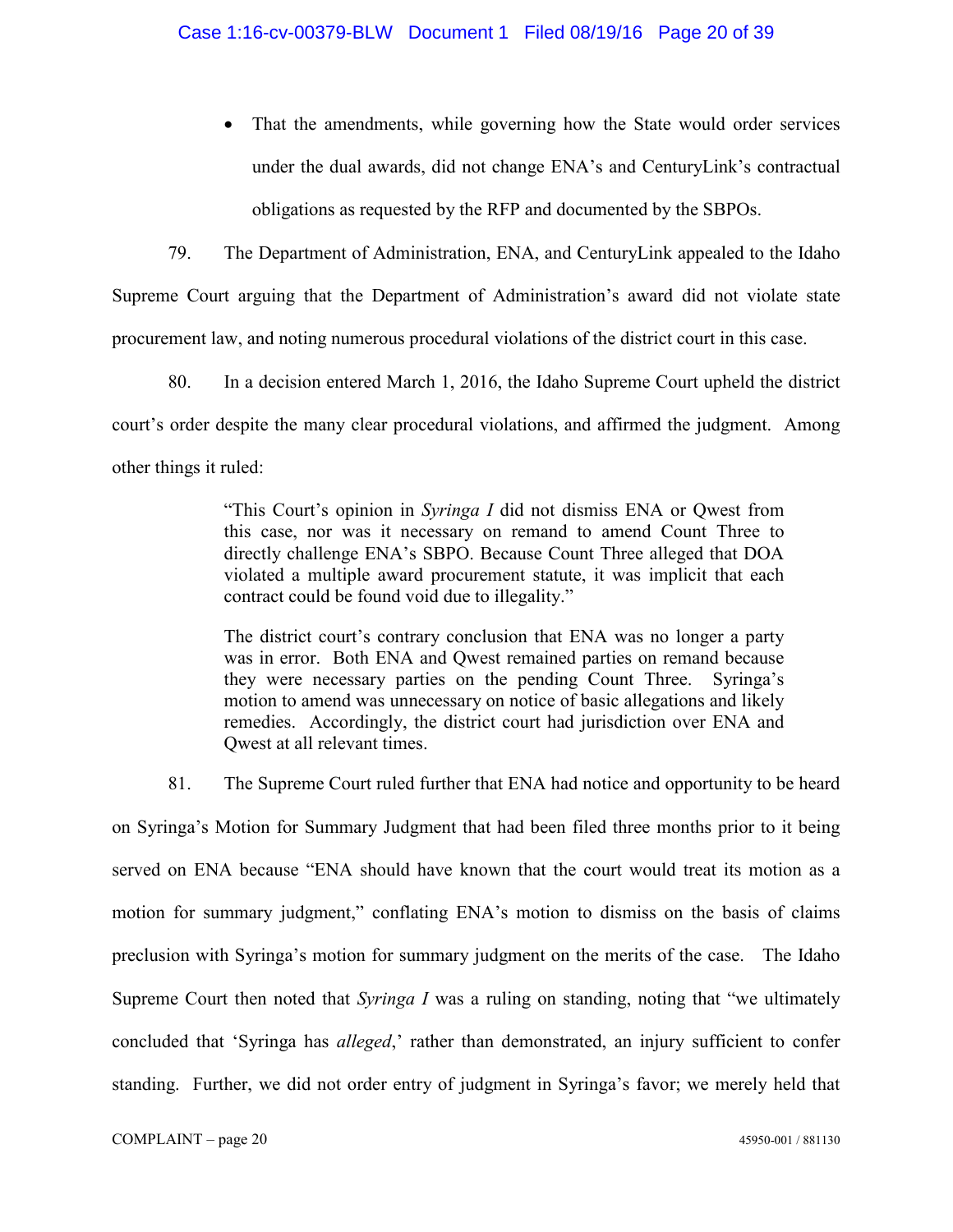- That the amendments, while governing how the State would order services under the dual awards, did not change ENA's and CenturyLink's contractual obligations as requested by the RFP and documented by the SBPOs.

79. The Department of Administration, ENA, and CenturyLink appealed to the Idaho Supreme Court arguing that the Department of Administration's award did not violate state procurement law, and noting numerous procedural violations of the district court in this case.

80. In a decision entered March 1, 2016, the Idaho Supreme Court upheld the district court's order despite the many clear procedural violations, and affirmed the judgment. Among other things it ruled:

> "This Court's opinion in *Syringa I* did not dismiss ENA or Qwest from this case, nor was it necessary on remand to amend Count Three to directly challenge ENA's SBPO. Because Count Three alleged that DOA violated a multiple award procurement statute, it was implicit that each contract could be found void due to illegality."
>
> The district court's contrary conclusion that ENA was no longer a party was in error. Both ENA and Qwest remained parties on remand because they were necessary parties on the pending Count Three. Syringa's motion to amend was unnecessary on notice of basic allegations and likely remedies. Accordingly, the district court had jurisdiction over ENA and Qwest at all relevant times.

81. The Supreme Court ruled further that ENA had notice and opportunity to be heard on Syringa's Motion for Summary Judgment that had been filed three months prior to it being served on ENA because "ENA should have known that the court would treat its motion as a motion for summary judgment," conflating ENA's motion to dismiss on the basis of claims preclusion with Syringa's motion for summary judgment on the merits of the case. The Idaho Supreme Court then noted that *Syringa I* was a ruling on standing, noting that "we ultimately concluded that 'Syringa has *alleged*,' rather than demonstrated, an injury sufficient to confer standing. Further, we did not order entry of judgment in Syringa's favor; we merely held that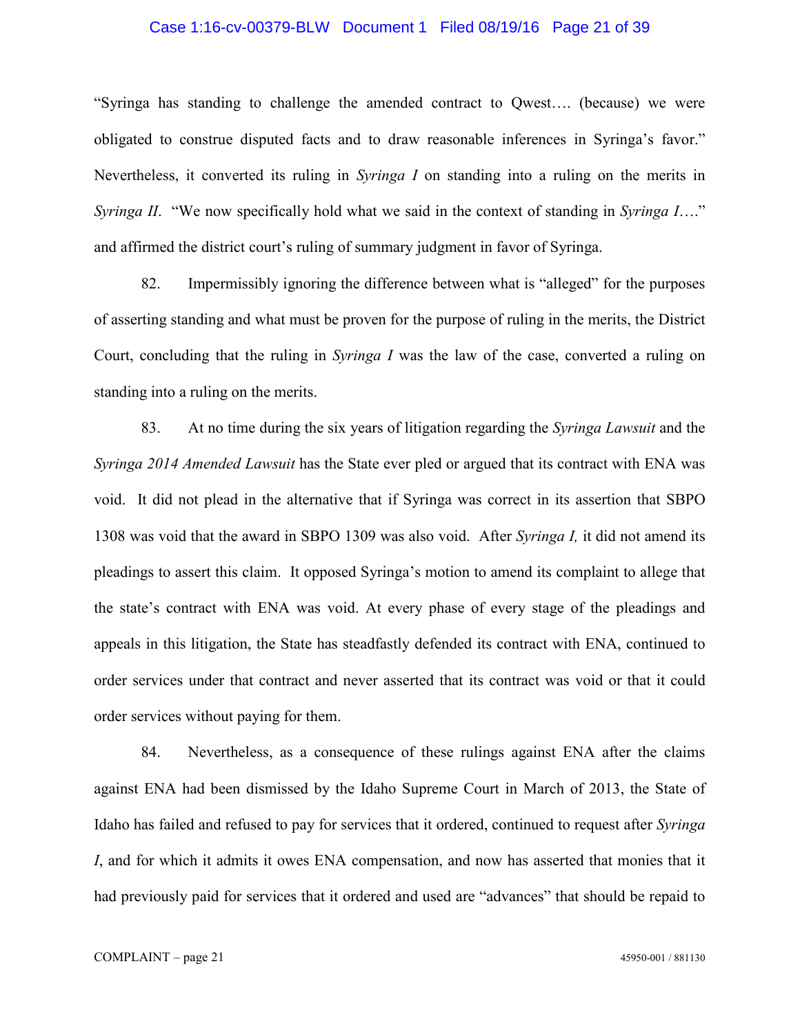"Syringa has standing to challenge the amended contract to Qwest…. (because) we were obligated to construe disputed facts and to draw reasonable inferences in Syringa's favor." Nevertheless, it converted its ruling in *Syringa I* on standing into a ruling on the merits in *Syringa II*. "We now specifically hold what we said in the context of standing in *Syringa I*…." and affirmed the district court's ruling of summary judgment in favor of Syringa.

82. Impermissibly ignoring the difference between what is "alleged" for the purposes of asserting standing and what must be proven for the purpose of ruling in the merits, the District Court, concluding that the ruling in *Syringa I* was the law of the case, converted a ruling on standing into a ruling on the merits.

83. At no time during the six years of litigation regarding the *Syringa Lawsuit* and the *Syringa 2014 Amended Lawsuit* has the State ever pled or argued that its contract with ENA was void. It did not plead in the alternative that if Syringa was correct in its assertion that SBPO 1308 was void that the award in SBPO 1309 was also void. After *Syringa I,* it did not amend its pleadings to assert this claim. It opposed Syringa's motion to amend its complaint to allege that the state's contract with ENA was void. At every phase of every stage of the pleadings and appeals in this litigation, the State has steadfastly defended its contract with ENA, continued to order services under that contract and never asserted that its contract was void or that it could order services without paying for them.

84. Nevertheless, as a consequence of these rulings against ENA after the claims against ENA had been dismissed by the Idaho Supreme Court in March of 2013, the State of Idaho has failed and refused to pay for services that it ordered, continued to request after *Syringa I*, and for which it admits it owes ENA compensation, and now has asserted that monies that it had previously paid for services that it ordered and used are "advances" that should be repaid to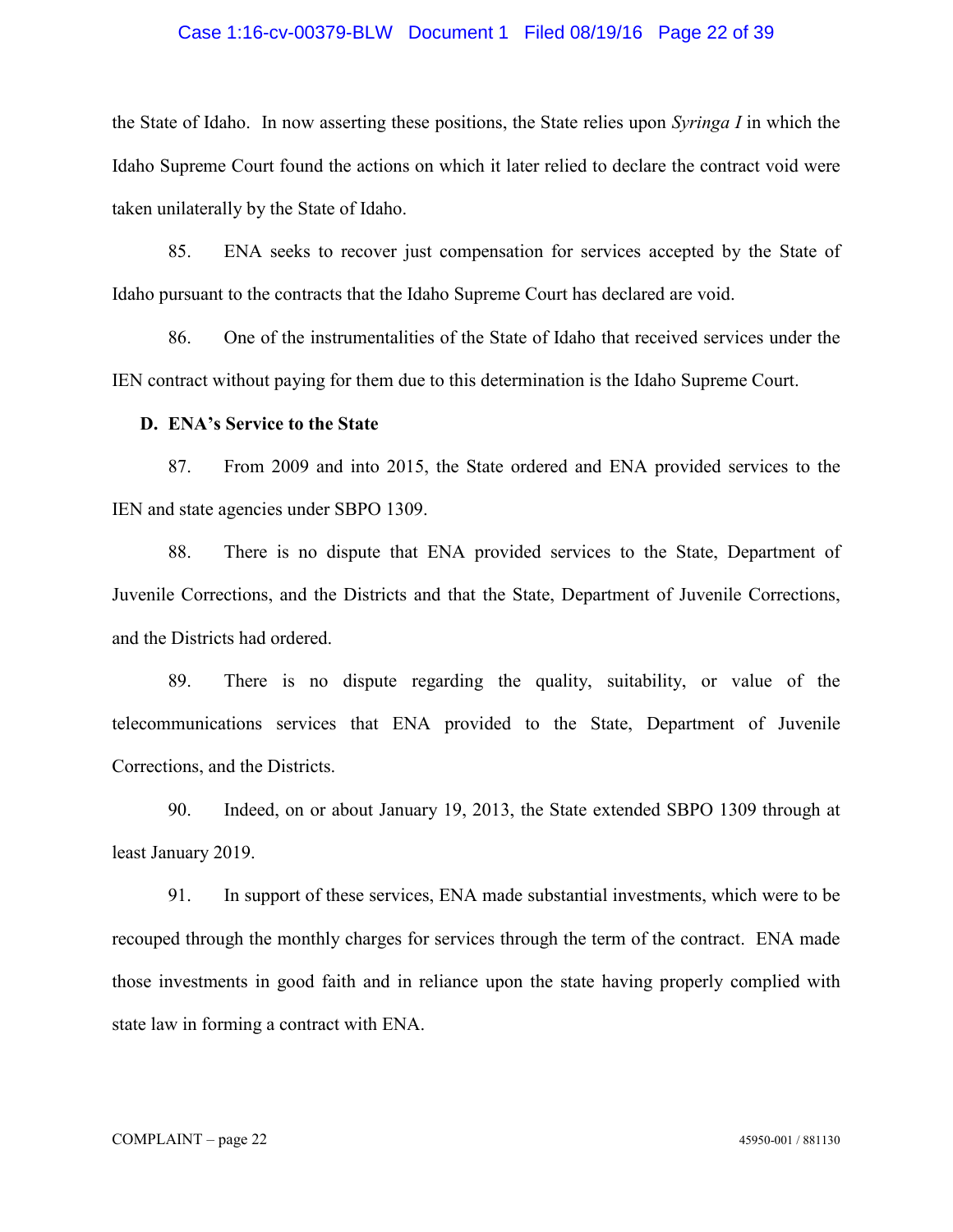the State of Idaho. In now asserting these positions, the State relies upon *Syringa I* in which the Idaho Supreme Court found the actions on which it later relied to declare the contract void were taken unilaterally by the State of Idaho.

85. ENA seeks to recover just compensation for services accepted by the State of Idaho pursuant to the contracts that the Idaho Supreme Court has declared are void.

86. One of the instrumentalities of the State of Idaho that received services under the IEN contract without paying for them due to this determination is the Idaho Supreme Court.

**D. ENA's Service to the State**

87. From 2009 and into 2015, the State ordered and ENA provided services to the IEN and state agencies under SBPO 1309.

88. There is no dispute that ENA provided services to the State, Department of Juvenile Corrections, and the Districts and that the State, Department of Juvenile Corrections, and the Districts had ordered.

89. There is no dispute regarding the quality, suitability, or value of the telecommunications services that ENA provided to the State, Department of Juvenile Corrections, and the Districts.

90. Indeed, on or about January 19, 2013, the State extended SBPO 1309 through at least January 2019.

91. In support of these services, ENA made substantial investments, which were to be recouped through the monthly charges for services through the term of the contract. ENA made those investments in good faith and in reliance upon the state having properly complied with state law in forming a contract with ENA.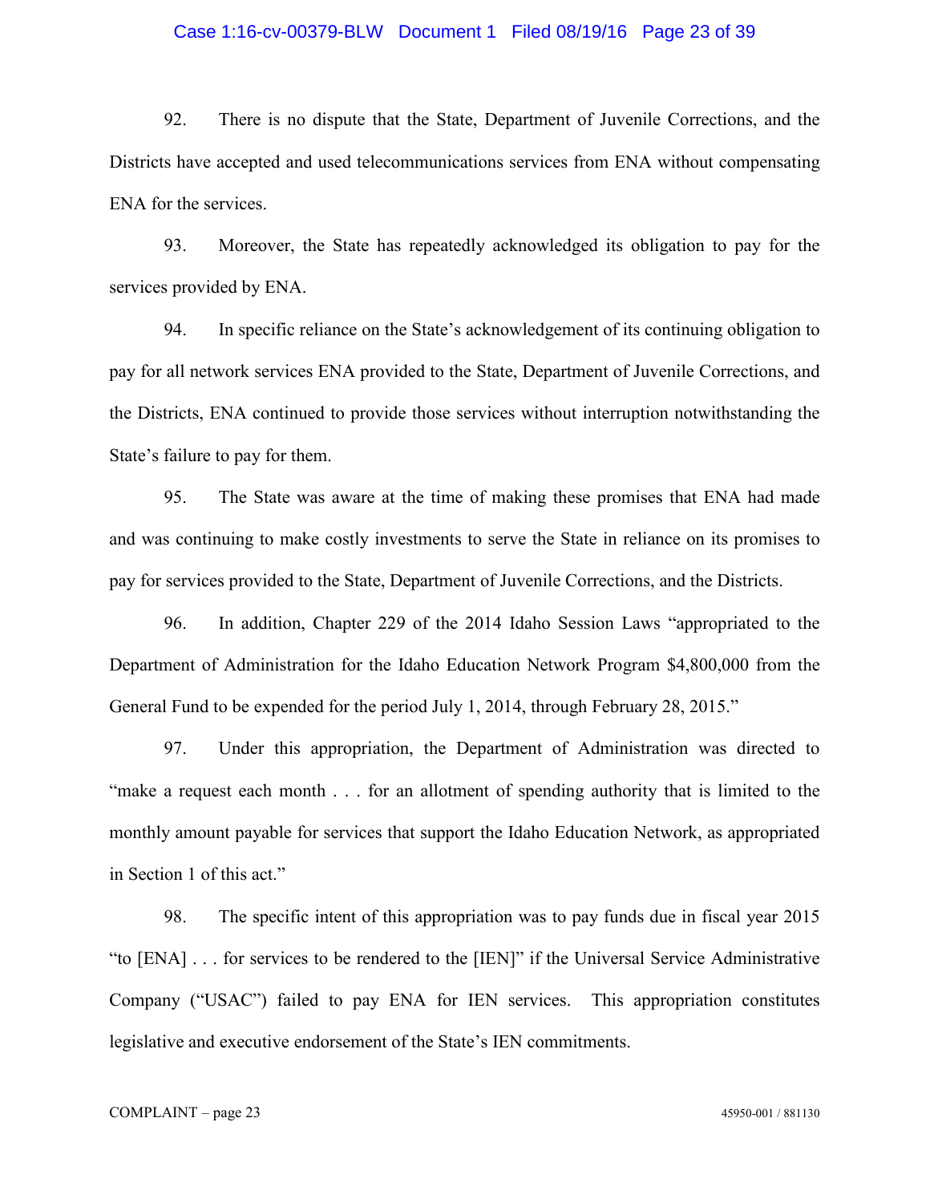92. There is no dispute that the State, Department of Juvenile Corrections, and the Districts have accepted and used telecommunications services from ENA without compensating ENA for the services.

93. Moreover, the State has repeatedly acknowledged its obligation to pay for the services provided by ENA.

94. In specific reliance on the State's acknowledgement of its continuing obligation to pay for all network services ENA provided to the State, Department of Juvenile Corrections, and the Districts, ENA continued to provide those services without interruption notwithstanding the State's failure to pay for them.

95. The State was aware at the time of making these promises that ENA had made and was continuing to make costly investments to serve the State in reliance on its promises to pay for services provided to the State, Department of Juvenile Corrections, and the Districts.

96. In addition, Chapter 229 of the 2014 Idaho Session Laws "appropriated to the Department of Administration for the Idaho Education Network Program $4,800,000 from the General Fund to be expended for the period July 1, 2014, through February 28, 2015."

97. Under this appropriation, the Department of Administration was directed to "make a request each month . . . for an allotment of spending authority that is limited to the monthly amount payable for services that support the Idaho Education Network, as appropriated in Section 1 of this act."

98. The specific intent of this appropriation was to pay funds due in fiscal year 2015 "to [ENA] . . . for services to be rendered to the [IEN]" if the Universal Service Administrative Company ("USAC") failed to pay ENA for IEN services. This appropriation constitutes legislative and executive endorsement of the State's IEN commitments.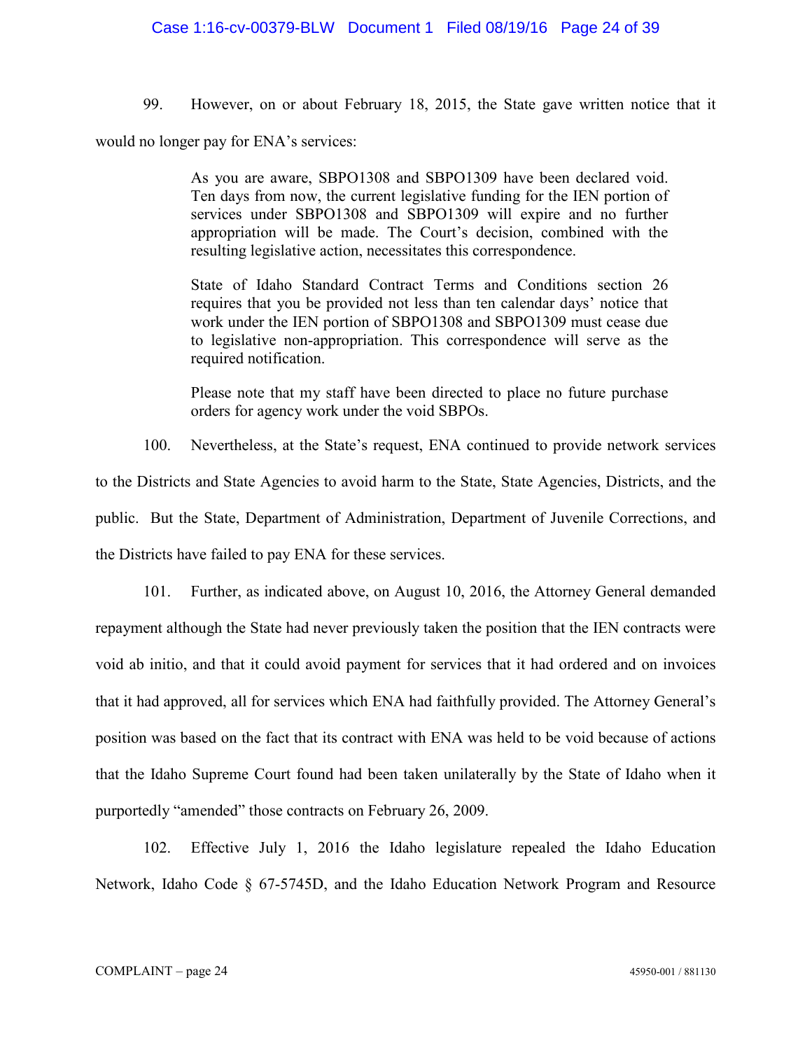99. However, on or about February 18, 2015, the State gave written notice that it would no longer pay for ENA's services:

> As you are aware, SBPO1308 and SBPO1309 have been declared void. Ten days from now, the current legislative funding for the IEN portion of services under SBPO1308 and SBPO1309 will expire and no further appropriation will be made. The Court's decision, combined with the resulting legislative action, necessitates this correspondence.
>
> State of Idaho Standard Contract Terms and Conditions section 26 requires that you be provided not less than ten calendar days' notice that work under the IEN portion of SBPO1308 and SBPO1309 must cease due to legislative non-appropriation. This correspondence will serve as the required notification.
>
> Please note that my staff have been directed to place no future purchase orders for agency work under the void SBPOs.

100. Nevertheless, at the State's request, ENA continued to provide network services to the Districts and State Agencies to avoid harm to the State, State Agencies, Districts, and the public. But the State, Department of Administration, Department of Juvenile Corrections, and the Districts have failed to pay ENA for these services.

101. Further, as indicated above, on August 10, 2016, the Attorney General demanded repayment although the State had never previously taken the position that the IEN contracts were void ab initio, and that it could avoid payment for services that it had ordered and on invoices that it had approved, all for services which ENA had faithfully provided. The Attorney General's position was based on the fact that its contract with ENA was held to be void because of actions that the Idaho Supreme Court found had been taken unilaterally by the State of Idaho when it purportedly "amended" those contracts on February 26, 2009.

102. Effective July 1, 2016 the Idaho legislature repealed the Idaho Education Network, Idaho Code § 67-5745D, and the Idaho Education Network Program and Resource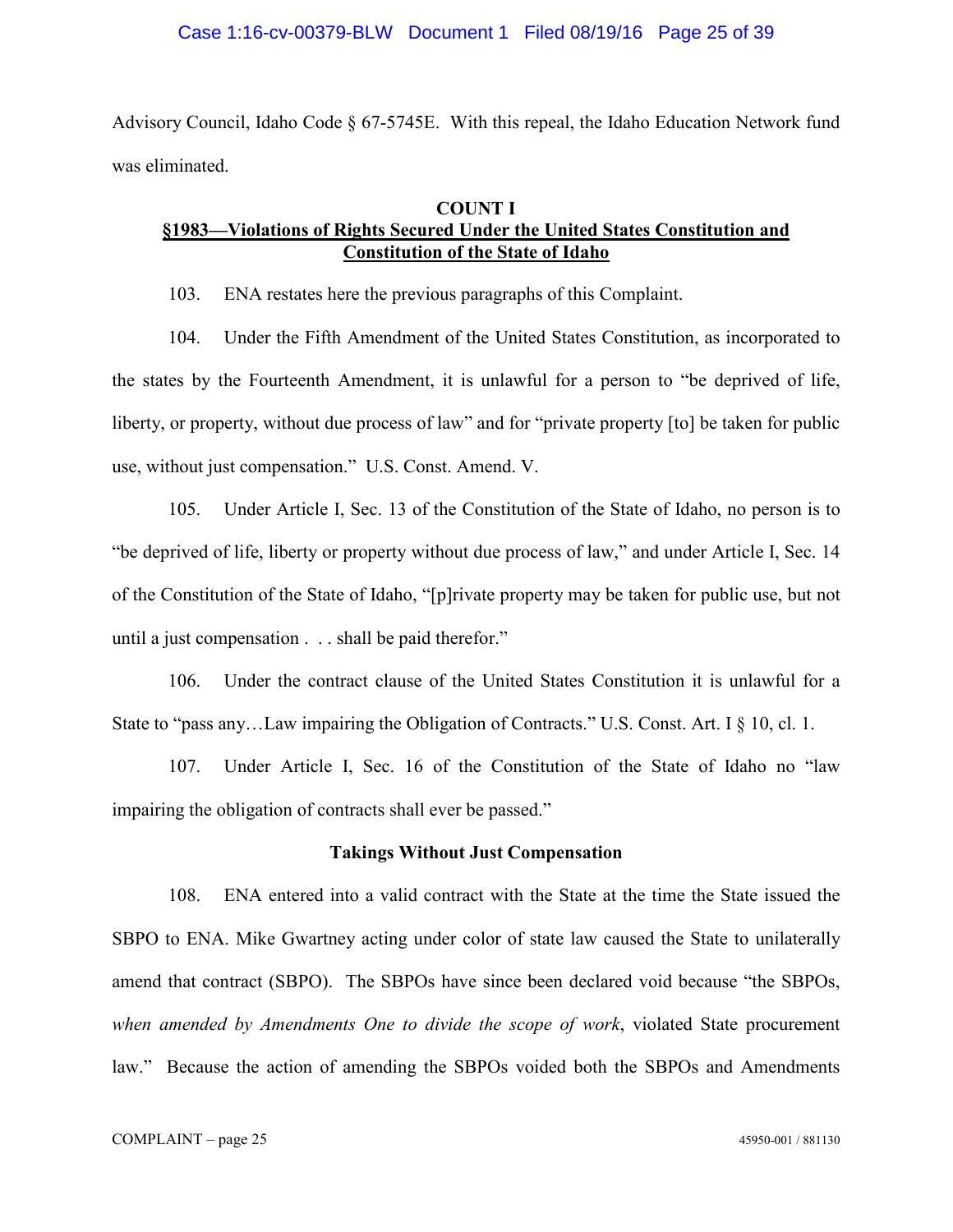Advisory Council, Idaho Code § 67-5745E. With this repeal, the Idaho Education Network fund was eliminated.

**COUNT I**
**<u>§1983—Violations of Rights Secured Under the United States Constitution and Constitution of the State of Idaho</u>**

103. ENA restates here the previous paragraphs of this Complaint.

104. Under the Fifth Amendment of the United States Constitution, as incorporated to the states by the Fourteenth Amendment, it is unlawful for a person to "be deprived of life, liberty, or property, without due process of law" and for "private property [to] be taken for public use, without just compensation." U.S. Const. Amend. V.

105. Under Article I, Sec. 13 of the Constitution of the State of Idaho, no person is to "be deprived of life, liberty or property without due process of law," and under Article I, Sec. 14 of the Constitution of the State of Idaho, "[p]rivate property may be taken for public use, but not until a just compensation . . . shall be paid therefor."

106. Under the contract clause of the United States Constitution it is unlawful for a State to "pass any…Law impairing the Obligation of Contracts." U.S. Const. Art. I § 10, cl. 1.

107. Under Article I, Sec. 16 of the Constitution of the State of Idaho no "law impairing the obligation of contracts shall ever be passed."

**Takings Without Just Compensation**

108. ENA entered into a valid contract with the State at the time the State issued the SBPO to ENA. Mike Gwartney acting under color of state law caused the State to unilaterally amend that contract (SBPO). The SBPOs have since been declared void because "the SBPOs, *when amended by Amendments One to divide the scope of work*, violated State procurement law." Because the action of amending the SBPOs voided both the SBPOs and Amendments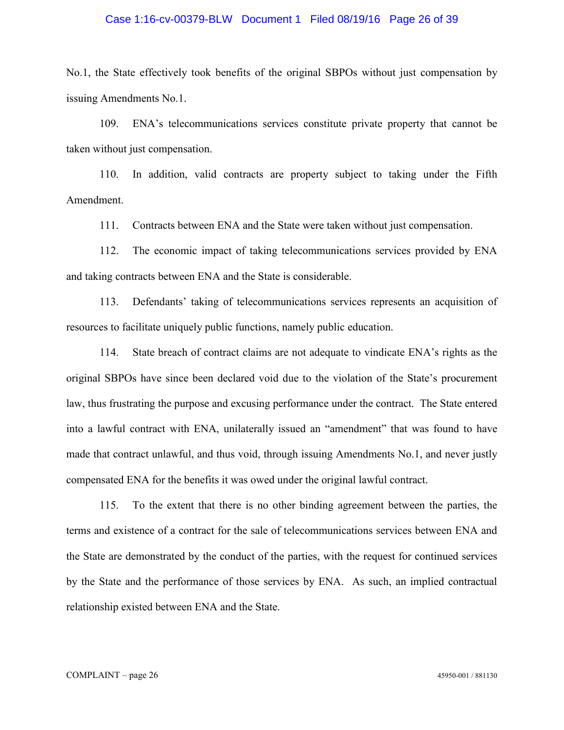No.1, the State effectively took benefits of the original SBPOs without just compensation by issuing Amendments No.1.

109. ENA's telecommunications services constitute private property that cannot be taken without just compensation.

110. In addition, valid contracts are property subject to taking under the Fifth Amendment.

111. Contracts between ENA and the State were taken without just compensation.

112. The economic impact of taking telecommunications services provided by ENA and taking contracts between ENA and the State is considerable.

113. Defendants' taking of telecommunications services represents an acquisition of resources to facilitate uniquely public functions, namely public education.

114. State breach of contract claims are not adequate to vindicate ENA's rights as the original SBPOs have since been declared void due to the violation of the State's procurement law, thus frustrating the purpose and excusing performance under the contract. The State entered into a lawful contract with ENA, unilaterally issued an "amendment" that was found to have made that contract unlawful, and thus void, through issuing Amendments No.1, and never justly compensated ENA for the benefits it was owed under the original lawful contract.

115. To the extent that there is no other binding agreement between the parties, the terms and existence of a contract for the sale of telecommunications services between ENA and the State are demonstrated by the conduct of the parties, with the request for continued services by the State and the performance of those services by ENA. As such, an implied contractual relationship existed between ENA and the State.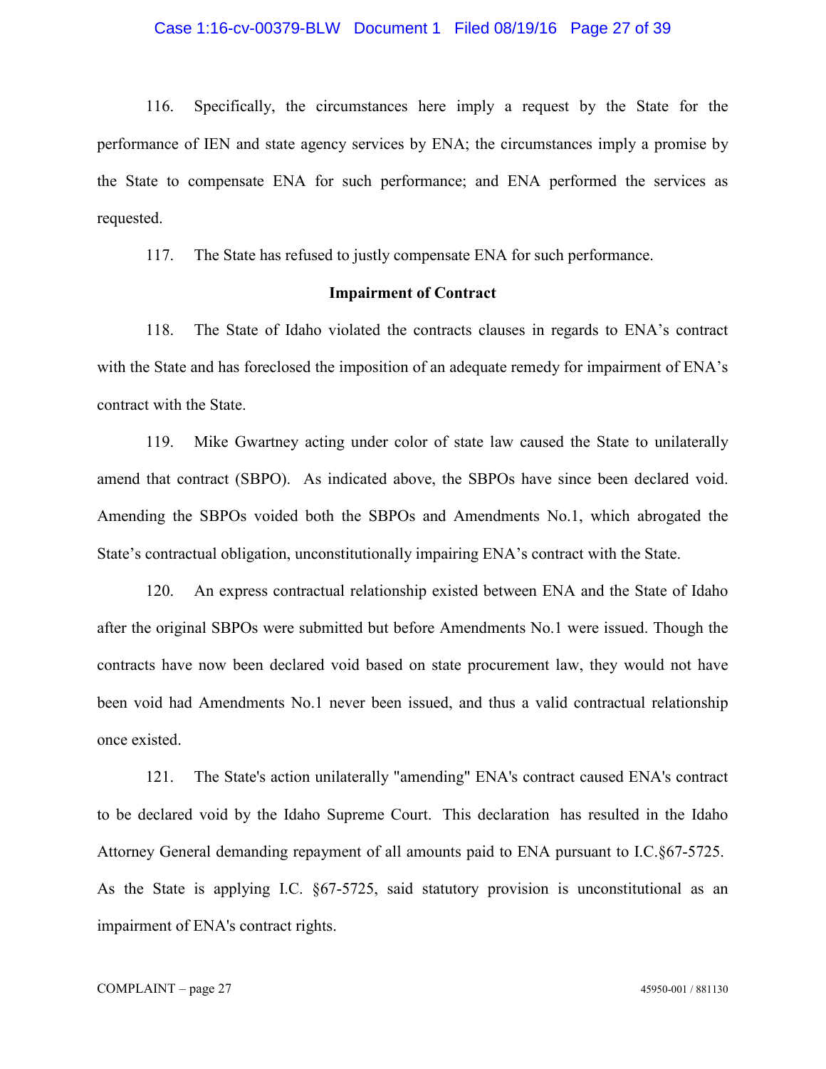116. Specifically, the circumstances here imply a request by the State for the performance of IEN and state agency services by ENA; the circumstances imply a promise by the State to compensate ENA for such performance; and ENA performed the services as requested.

117. The State has refused to justly compensate ENA for such performance.

**Impairment of Contract**

118. The State of Idaho violated the contracts clauses in regards to ENA's contract with the State and has foreclosed the imposition of an adequate remedy for impairment of ENA's contract with the State.

119. Mike Gwartney acting under color of state law caused the State to unilaterally amend that contract (SBPO). As indicated above, the SBPOs have since been declared void. Amending the SBPOs voided both the SBPOs and Amendments No.1, which abrogated the State's contractual obligation, unconstitutionally impairing ENA's contract with the State.

120. An express contractual relationship existed between ENA and the State of Idaho after the original SBPOs were submitted but before Amendments No.1 were issued. Though the contracts have now been declared void based on state procurement law, they would not have been void had Amendments No.1 never been issued, and thus a valid contractual relationship once existed.

121. The State's action unilaterally "amending" ENA's contract caused ENA's contract to be declared void by the Idaho Supreme Court. This declaration has resulted in the Idaho Attorney General demanding repayment of all amounts paid to ENA pursuant to I.C.§67-5725. As the State is applying I.C. §67-5725, said statutory provision is unconstitutional as an impairment of ENA's contract rights.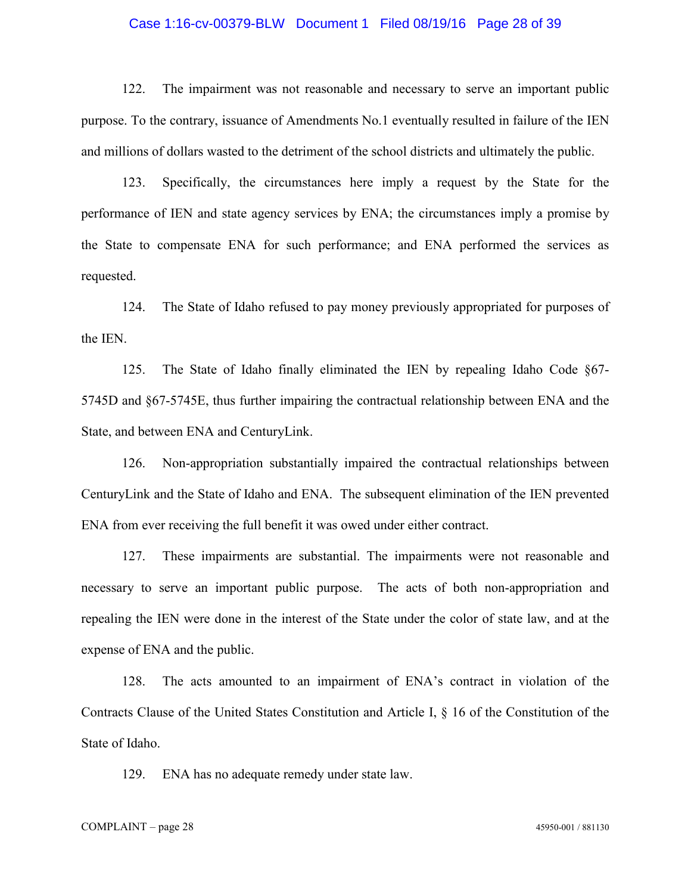122. The impairment was not reasonable and necessary to serve an important public purpose. To the contrary, issuance of Amendments No.1 eventually resulted in failure of the IEN and millions of dollars wasted to the detriment of the school districts and ultimately the public.

123. Specifically, the circumstances here imply a request by the State for the performance of IEN and state agency services by ENA; the circumstances imply a promise by the State to compensate ENA for such performance; and ENA performed the services as requested.

124. The State of Idaho refused to pay money previously appropriated for purposes of the IEN.

125. The State of Idaho finally eliminated the IEN by repealing Idaho Code §67-5745D and §67-5745E, thus further impairing the contractual relationship between ENA and the State, and between ENA and CenturyLink.

126. Non-appropriation substantially impaired the contractual relationships between CenturyLink and the State of Idaho and ENA. The subsequent elimination of the IEN prevented ENA from ever receiving the full benefit it was owed under either contract.

127. These impairments are substantial. The impairments were not reasonable and necessary to serve an important public purpose. The acts of both non-appropriation and repealing the IEN were done in the interest of the State under the color of state law, and at the expense of ENA and the public.

128. The acts amounted to an impairment of ENA's contract in violation of the Contracts Clause of the United States Constitution and Article I, § 16 of the Constitution of the State of Idaho.

129. ENA has no adequate remedy under state law.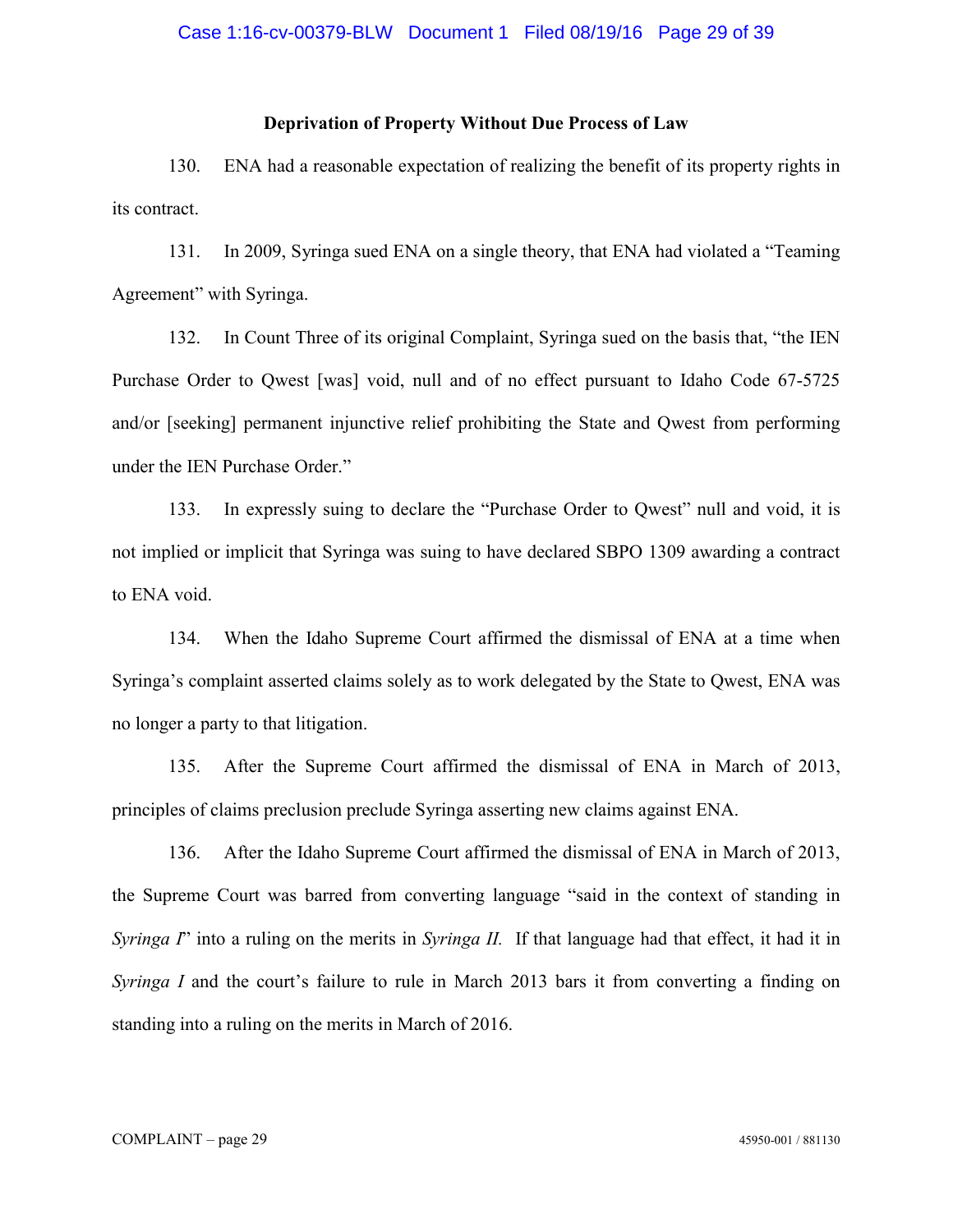### Deprivation of Property Without Due Process of Law

130. ENA had a reasonable expectation of realizing the benefit of its property rights in its contract.

131. In 2009, Syringa sued ENA on a single theory, that ENA had violated a "Teaming Agreement" with Syringa.

132. In Count Three of its original Complaint, Syringa sued on the basis that, "the IEN Purchase Order to Qwest [was] void, null and of no effect pursuant to Idaho Code 67-5725 and/or [seeking] permanent injunctive relief prohibiting the State and Qwest from performing under the IEN Purchase Order."

133. In expressly suing to declare the "Purchase Order to Qwest" null and void, it is not implied or implicit that Syringa was suing to have declared SBPO 1309 awarding a contract to ENA void.

134. When the Idaho Supreme Court affirmed the dismissal of ENA at a time when Syringa's complaint asserted claims solely as to work delegated by the State to Qwest, ENA was no longer a party to that litigation.

135. After the Supreme Court affirmed the dismissal of ENA in March of 2013, principles of claims preclusion preclude Syringa asserting new claims against ENA.

136. After the Idaho Supreme Court affirmed the dismissal of ENA in March of 2013, the Supreme Court was barred from converting language "said in the context of standing in *Syringa I*" into a ruling on the merits in *Syringa II.* If that language had that effect, it had it in *Syringa I* and the court's failure to rule in March 2013 bars it from converting a finding on standing into a ruling on the merits in March of 2016.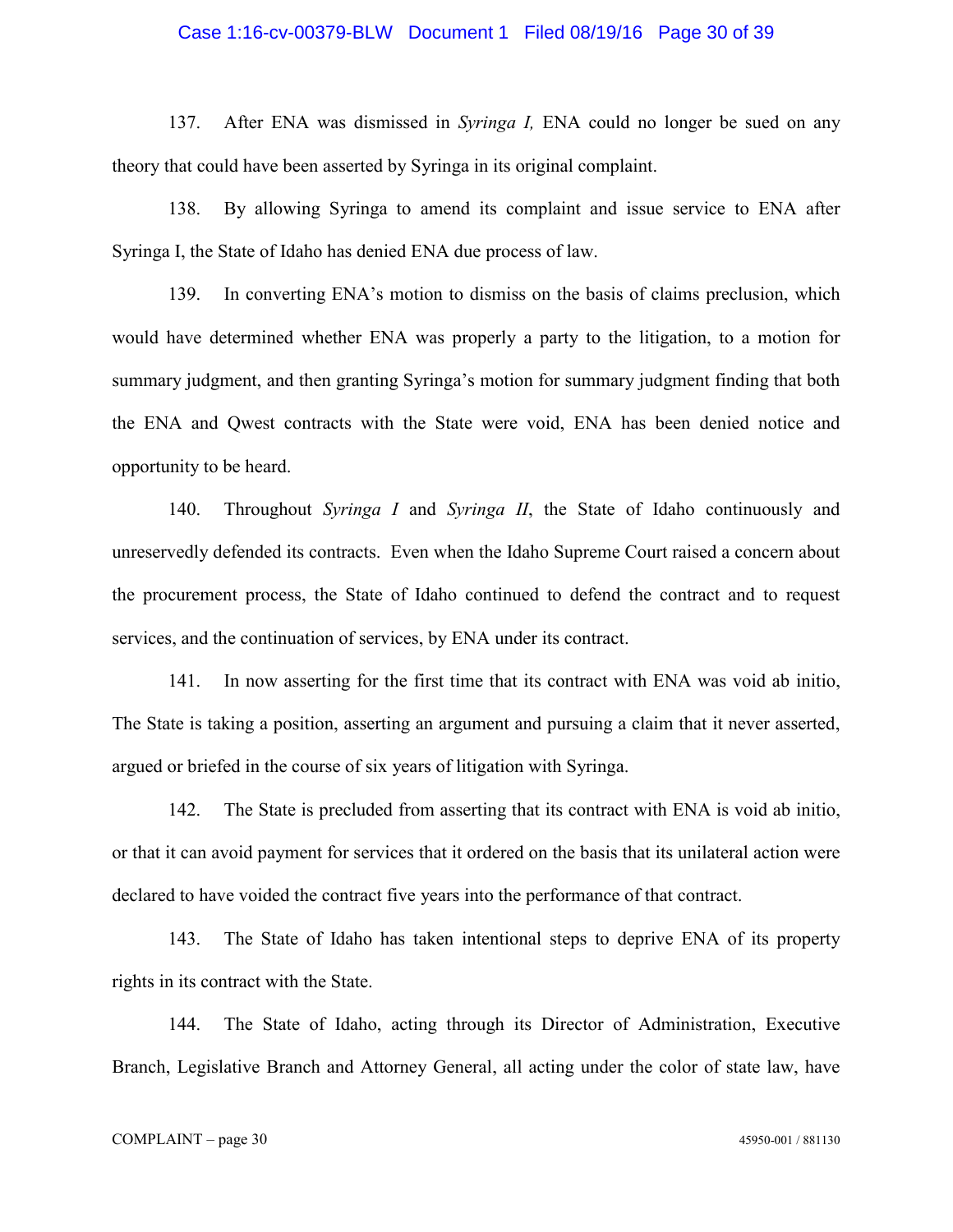137. After ENA was dismissed in *Syringa I,* ENA could no longer be sued on any theory that could have been asserted by Syringa in its original complaint.

138. By allowing Syringa to amend its complaint and issue service to ENA after Syringa I, the State of Idaho has denied ENA due process of law.

139. In converting ENA's motion to dismiss on the basis of claims preclusion, which would have determined whether ENA was properly a party to the litigation, to a motion for summary judgment, and then granting Syringa's motion for summary judgment finding that both the ENA and Qwest contracts with the State were void, ENA has been denied notice and opportunity to be heard.

140. Throughout *Syringa I* and *Syringa II*, the State of Idaho continuously and unreservedly defended its contracts. Even when the Idaho Supreme Court raised a concern about the procurement process, the State of Idaho continued to defend the contract and to request services, and the continuation of services, by ENA under its contract.

141. In now asserting for the first time that its contract with ENA was void ab initio, The State is taking a position, asserting an argument and pursuing a claim that it never asserted, argued or briefed in the course of six years of litigation with Syringa.

142. The State is precluded from asserting that its contract with ENA is void ab initio, or that it can avoid payment for services that it ordered on the basis that its unilateral action were declared to have voided the contract five years into the performance of that contract.

143. The State of Idaho has taken intentional steps to deprive ENA of its property rights in its contract with the State.

144. The State of Idaho, acting through its Director of Administration, Executive Branch, Legislative Branch and Attorney General, all acting under the color of state law, have

COMPLAINT – page 30 45950-001 / 881130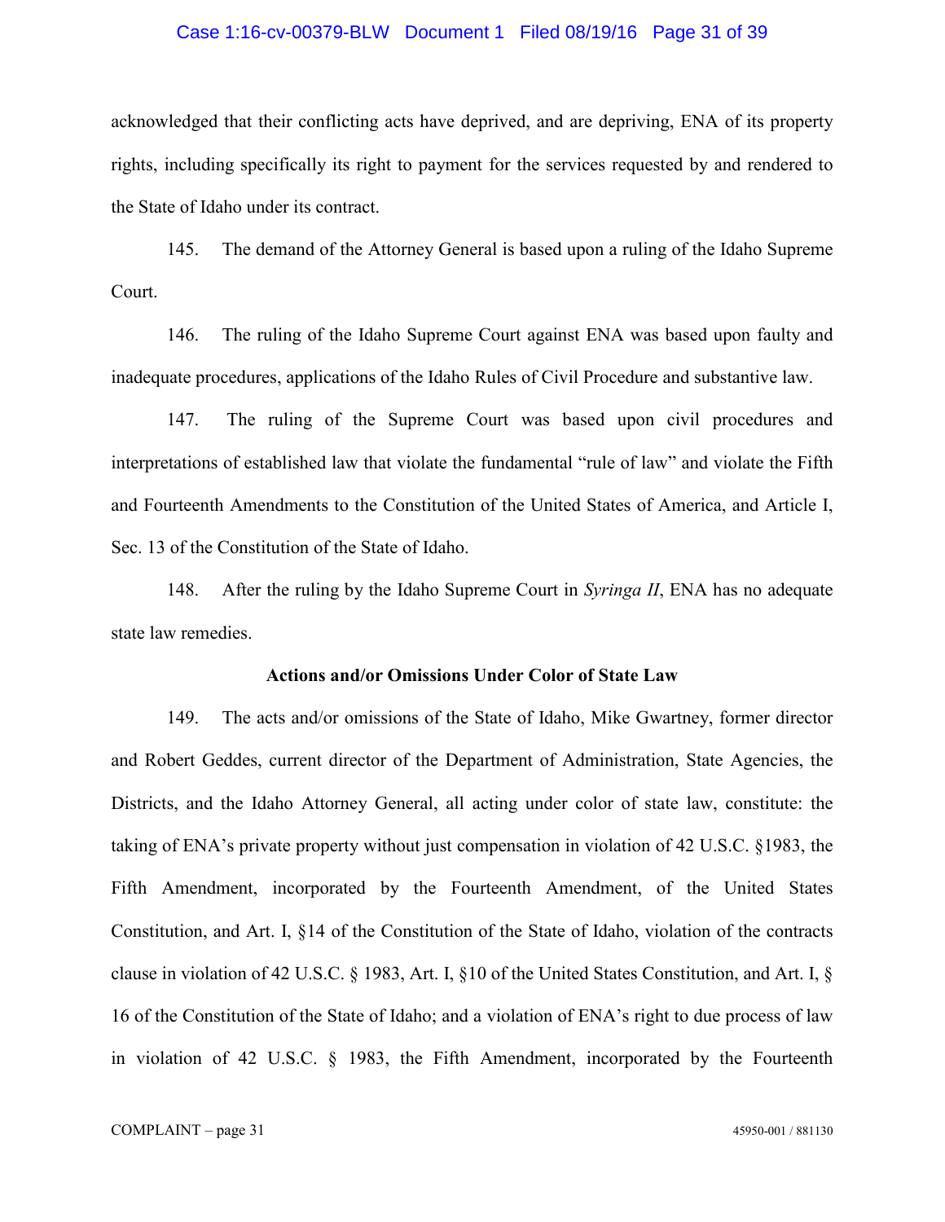acknowledged that their conflicting acts have deprived, and are depriving, ENA of its property rights, including specifically its right to payment for the services requested by and rendered to the State of Idaho under its contract.

145. The demand of the Attorney General is based upon a ruling of the Idaho Supreme Court.

146. The ruling of the Idaho Supreme Court against ENA was based upon faulty and inadequate procedures, applications of the Idaho Rules of Civil Procedure and substantive law.

147. The ruling of the Supreme Court was based upon civil procedures and interpretations of established law that violate the fundamental "rule of law" and violate the Fifth and Fourteenth Amendments to the Constitution of the United States of America, and Article I, Sec. 13 of the Constitution of the State of Idaho.

148. After the ruling by the Idaho Supreme Court in *Syringa II*, ENA has no adequate state law remedies.

**Actions and/or Omissions Under Color of State Law**

149. The acts and/or omissions of the State of Idaho, Mike Gwartney, former director and Robert Geddes, current director of the Department of Administration, State Agencies, the Districts, and the Idaho Attorney General, all acting under color of state law, constitute: the taking of ENA's private property without just compensation in violation of 42 U.S.C. §1983, the Fifth Amendment, incorporated by the Fourteenth Amendment, of the United States Constitution, and Art. I, §14 of the Constitution of the State of Idaho, violation of the contracts clause in violation of 42 U.S.C. § 1983, Art. I, §10 of the United States Constitution, and Art. I, § 16 of the Constitution of the State of Idaho; and a violation of ENA's right to due process of law in violation of 42 U.S.C. § 1983, the Fifth Amendment, incorporated by the Fourteenth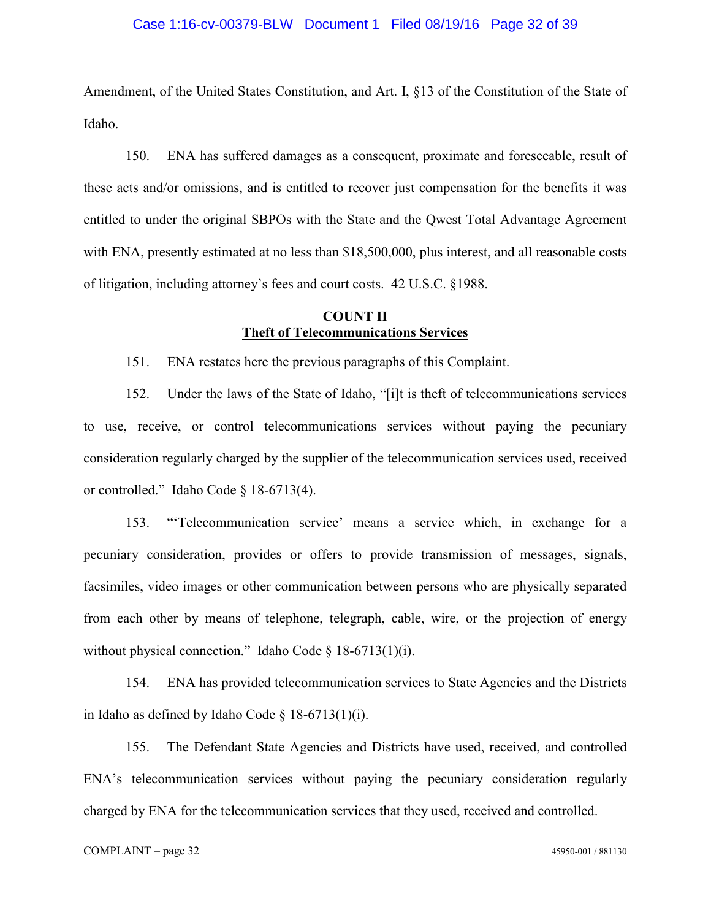Amendment, of the United States Constitution, and Art. I, §13 of the Constitution of the State of Idaho.

150. ENA has suffered damages as a consequent, proximate and foreseeable, result of these acts and/or omissions, and is entitled to recover just compensation for the benefits it was entitled to under the original SBPOs with the State and the Qwest Total Advantage Agreement with ENA, presently estimated at no less than $18,500,000, plus interest, and all reasonable costs of litigation, including attorney's fees and court costs. 42 U.S.C. §1988.

**COUNT II**
**Theft of Telecommunications Services**

151. ENA restates here the previous paragraphs of this Complaint.

152. Under the laws of the State of Idaho, "[i]t is theft of telecommunications services to use, receive, or control telecommunications services without paying the pecuniary consideration regularly charged by the supplier of the telecommunication services used, received or controlled." Idaho Code § 18-6713(4).

153. "'Telecommunication service' means a service which, in exchange for a pecuniary consideration, provides or offers to provide transmission of messages, signals, facsimiles, video images or other communication between persons who are physically separated from each other by means of telephone, telegraph, cable, wire, or the projection of energy without physical connection." Idaho Code § 18-6713(1)(i).

154. ENA has provided telecommunication services to State Agencies and the Districts in Idaho as defined by Idaho Code § 18-6713(1)(i).

155. The Defendant State Agencies and Districts have used, received, and controlled ENA's telecommunication services without paying the pecuniary consideration regularly charged by ENA for the telecommunication services that they used, received and controlled.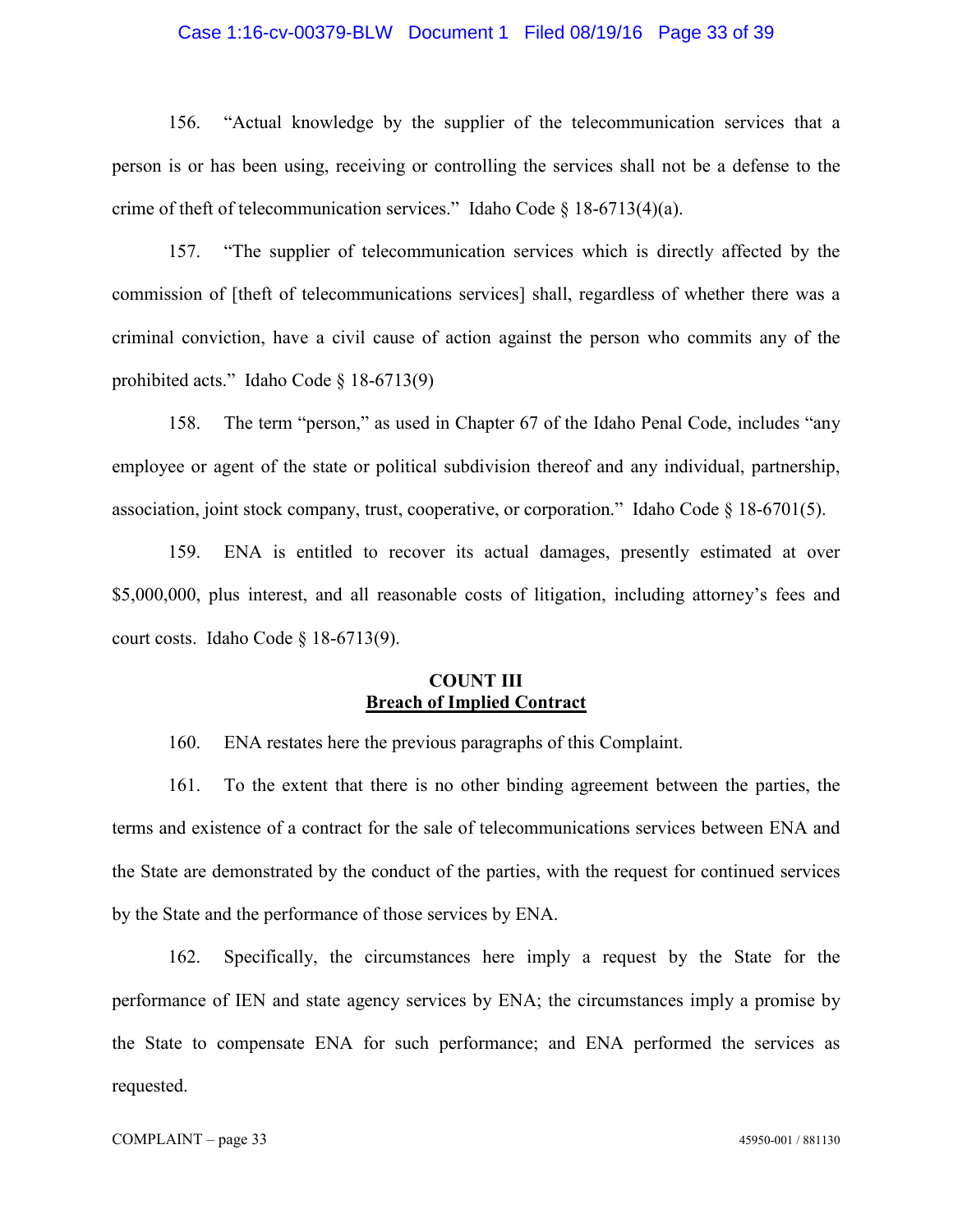156. "Actual knowledge by the supplier of the telecommunication services that a person is or has been using, receiving or controlling the services shall not be a defense to the crime of theft of telecommunication services." Idaho Code § 18-6713(4)(a).

157. "The supplier of telecommunication services which is directly affected by the commission of [theft of telecommunications services] shall, regardless of whether there was a criminal conviction, have a civil cause of action against the person who commits any of the prohibited acts." Idaho Code § 18-6713(9)

158. The term "person," as used in Chapter 67 of the Idaho Penal Code, includes "any employee or agent of the state or political subdivision thereof and any individual, partnership, association, joint stock company, trust, cooperative, or corporation." Idaho Code § 18-6701(5).

159. ENA is entitled to recover its actual damages, presently estimated at over $5,000,000, plus interest, and all reasonable costs of litigation, including attorney's fees and court costs. Idaho Code § 18-6713(9).

**COUNT III**
**<u>Breach of Implied Contract</u>**

160. ENA restates here the previous paragraphs of this Complaint.

161. To the extent that there is no other binding agreement between the parties, the terms and existence of a contract for the sale of telecommunications services between ENA and the State are demonstrated by the conduct of the parties, with the request for continued services by the State and the performance of those services by ENA.

162. Specifically, the circumstances here imply a request by the State for the performance of IEN and state agency services by ENA; the circumstances imply a promise by the State to compensate ENA for such performance; and ENA performed the services as requested.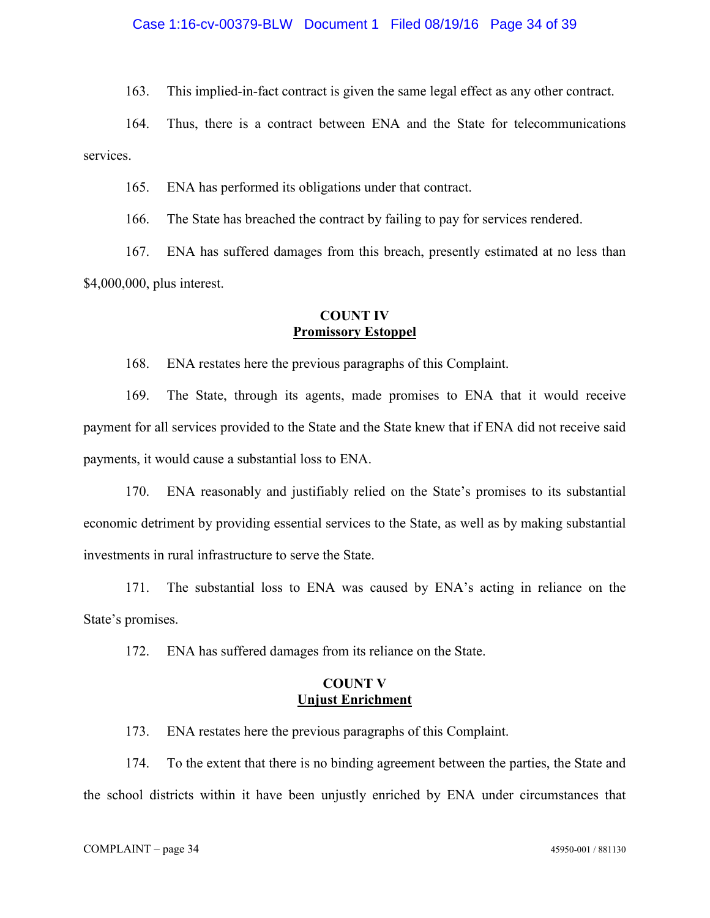163. This implied-in-fact contract is given the same legal effect as any other contract.

164. Thus, there is a contract between ENA and the State for telecommunications services.

165. ENA has performed its obligations under that contract.

166. The State has breached the contract by failing to pay for services rendered.

167. ENA has suffered damages from this breach, presently estimated at no less than $4,000,000, plus interest.

## COUNT IV
## Promissory Estoppel

168. ENA restates here the previous paragraphs of this Complaint.

169. The State, through its agents, made promises to ENA that it would receive payment for all services provided to the State and the State knew that if ENA did not receive said payments, it would cause a substantial loss to ENA.

170. ENA reasonably and justifiably relied on the State's promises to its substantial economic detriment by providing essential services to the State, as well as by making substantial investments in rural infrastructure to serve the State.

171. The substantial loss to ENA was caused by ENA's acting in reliance on the State's promises.

172. ENA has suffered damages from its reliance on the State.

## COUNT V
## Unjust Enrichment

173. ENA restates here the previous paragraphs of this Complaint.

174. To the extent that there is no binding agreement between the parties, the State and the school districts within it have been unjustly enriched by ENA under circumstances that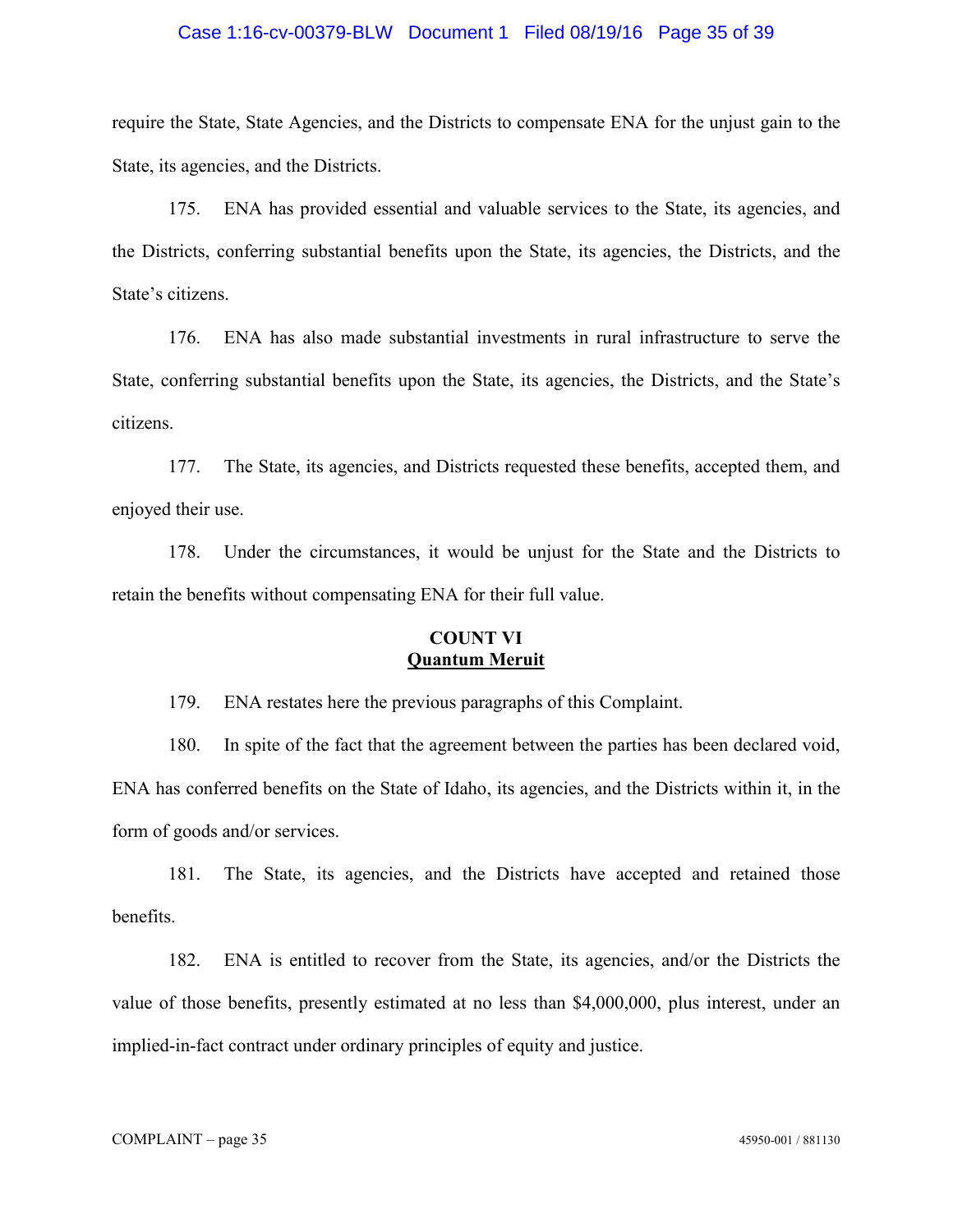require the State, State Agencies, and the Districts to compensate ENA for the unjust gain to the State, its agencies, and the Districts.

175. ENA has provided essential and valuable services to the State, its agencies, and the Districts, conferring substantial benefits upon the State, its agencies, the Districts, and the State's citizens.

176. ENA has also made substantial investments in rural infrastructure to serve the State, conferring substantial benefits upon the State, its agencies, the Districts, and the State's citizens.

177. The State, its agencies, and Districts requested these benefits, accepted them, and enjoyed their use.

178. Under the circumstances, it would be unjust for the State and the Districts to retain the benefits without compensating ENA for their full value.

**COUNT VI**
**<u>Quantum Meruit</u>**

179. ENA restates here the previous paragraphs of this Complaint.

180. In spite of the fact that the agreement between the parties has been declared void, ENA has conferred benefits on the State of Idaho, its agencies, and the Districts within it, in the form of goods and/or services.

181. The State, its agencies, and the Districts have accepted and retained those benefits.

182. ENA is entitled to recover from the State, its agencies, and/or the Districts the value of those benefits, presently estimated at no less than $4,000,000, plus interest, under an implied-in-fact contract under ordinary principles of equity and justice.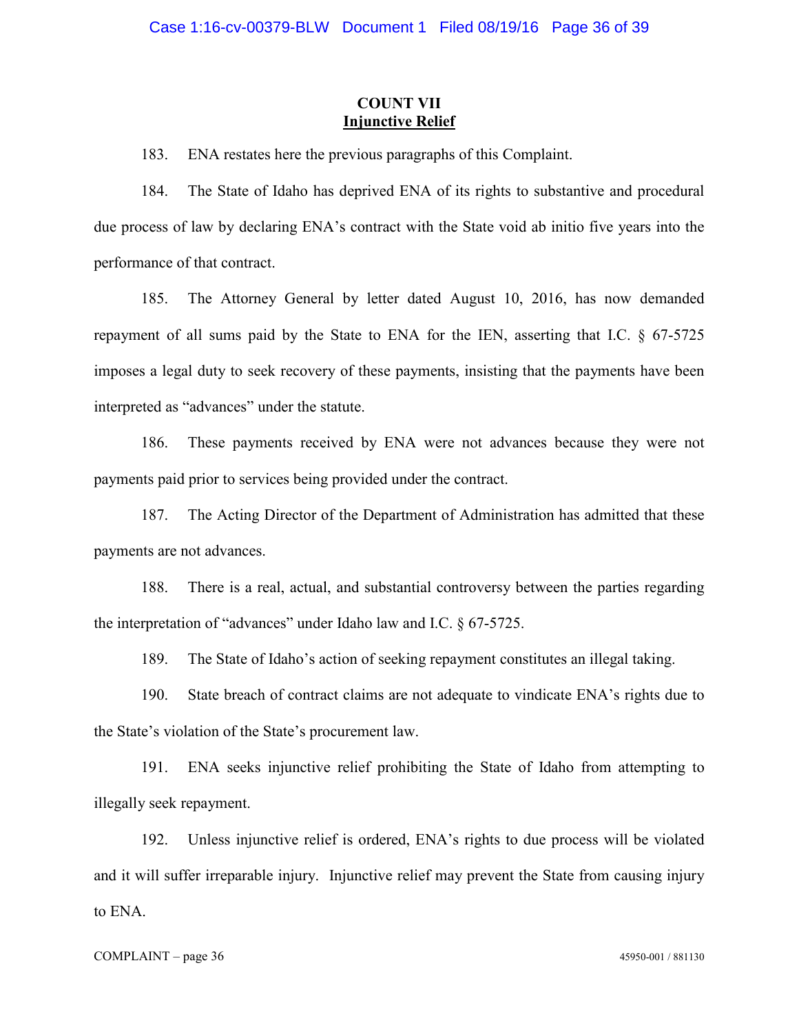## COUNT VII
## Injunctive Relief

183. ENA restates here the previous paragraphs of this Complaint.

184. The State of Idaho has deprived ENA of its rights to substantive and procedural due process of law by declaring ENA's contract with the State void ab initio five years into the performance of that contract.

185. The Attorney General by letter dated August 10, 2016, has now demanded repayment of all sums paid by the State to ENA for the IEN, asserting that I.C. § 67-5725 imposes a legal duty to seek recovery of these payments, insisting that the payments have been interpreted as "advances" under the statute.

186. These payments received by ENA were not advances because they were not payments paid prior to services being provided under the contract.

187. The Acting Director of the Department of Administration has admitted that these payments are not advances.

188. There is a real, actual, and substantial controversy between the parties regarding the interpretation of "advances" under Idaho law and I.C. § 67-5725.

189. The State of Idaho's action of seeking repayment constitutes an illegal taking.

190. State breach of contract claims are not adequate to vindicate ENA's rights due to the State's violation of the State's procurement law.

191. ENA seeks injunctive relief prohibiting the State of Idaho from attempting to illegally seek repayment.

192. Unless injunctive relief is ordered, ENA's rights to due process will be violated and it will suffer irreparable injury. Injunctive relief may prevent the State from causing injury to ENA.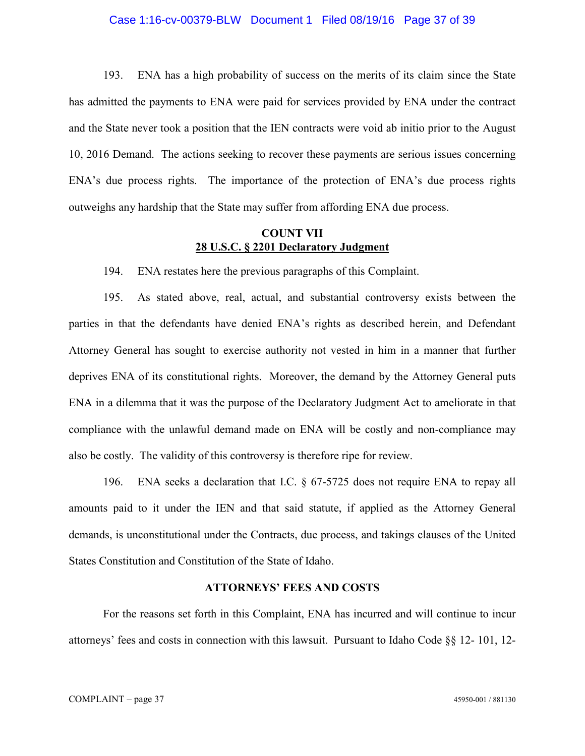193. ENA has a high probability of success on the merits of its claim since the State has admitted the payments to ENA were paid for services provided by ENA under the contract and the State never took a position that the IEN contracts were void ab initio prior to the August 10, 2016 Demand. The actions seeking to recover these payments are serious issues concerning ENA's due process rights. The importance of the protection of ENA's due process rights outweighs any hardship that the State may suffer from affording ENA due process.

## COUNT VII
## <u>28 U.S.C. § 2201 Declaratory Judgment</u>

194. ENA restates here the previous paragraphs of this Complaint.

195. As stated above, real, actual, and substantial controversy exists between the parties in that the defendants have denied ENA's rights as described herein, and Defendant Attorney General has sought to exercise authority not vested in him in a manner that further deprives ENA of its constitutional rights. Moreover, the demand by the Attorney General puts ENA in a dilemma that it was the purpose of the Declaratory Judgment Act to ameliorate in that compliance with the unlawful demand made on ENA will be costly and non-compliance may also be costly. The validity of this controversy is therefore ripe for review.

196. ENA seeks a declaration that I.C. § 67-5725 does not require ENA to repay all amounts paid to it under the IEN and that said statute, if applied as the Attorney General demands, is unconstitutional under the Contracts, due process, and takings clauses of the United States Constitution and Constitution of the State of Idaho.

## ATTORNEYS' FEES AND COSTS

For the reasons set forth in this Complaint, ENA has incurred and will continue to incur attorneys' fees and costs in connection with this lawsuit. Pursuant to Idaho Code §§ 12- 101, 12-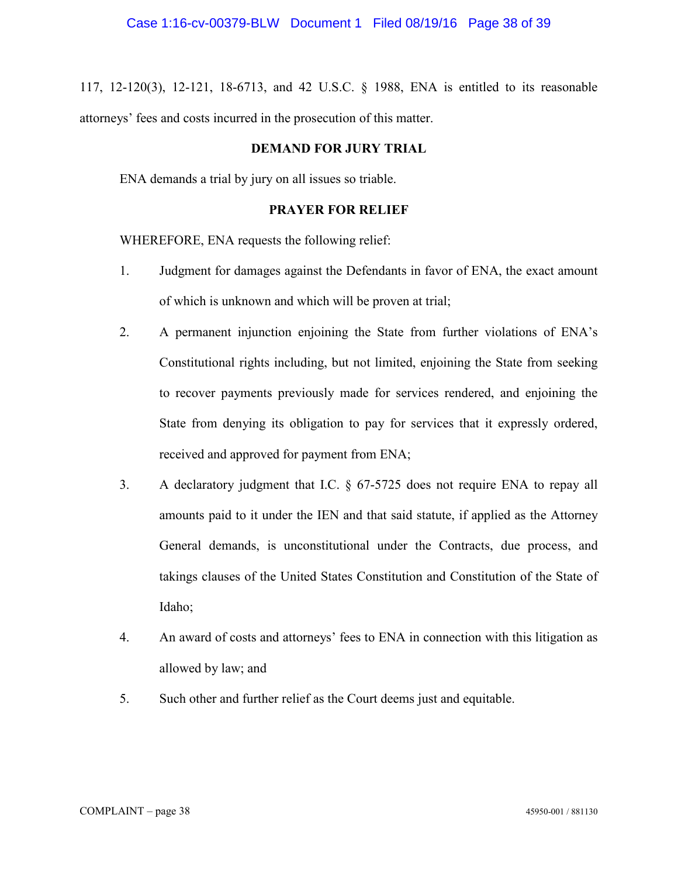117, 12-120(3), 12-121, 18-6713, and 42 U.S.C. § 1988, ENA is entitled to its reasonable attorneys' fees and costs incurred in the prosecution of this matter.

**DEMAND FOR JURY TRIAL**

ENA demands a trial by jury on all issues so triable.

**PRAYER FOR RELIEF**

WHEREFORE, ENA requests the following relief:

1. Judgment for damages against the Defendants in favor of ENA, the exact amount of which is unknown and which will be proven at trial;

2. A permanent injunction enjoining the State from further violations of ENA's Constitutional rights including, but not limited, enjoining the State from seeking to recover payments previously made for services rendered, and enjoining the State from denying its obligation to pay for services that it expressly ordered, received and approved for payment from ENA;

3. A declaratory judgment that I.C. § 67-5725 does not require ENA to repay all amounts paid to it under the IEN and that said statute, if applied as the Attorney General demands, is unconstitutional under the Contracts, due process, and takings clauses of the United States Constitution and Constitution of the State of Idaho;

4. An award of costs and attorneys' fees to ENA in connection with this litigation as allowed by law; and

5. Such other and further relief as the Court deems just and equitable.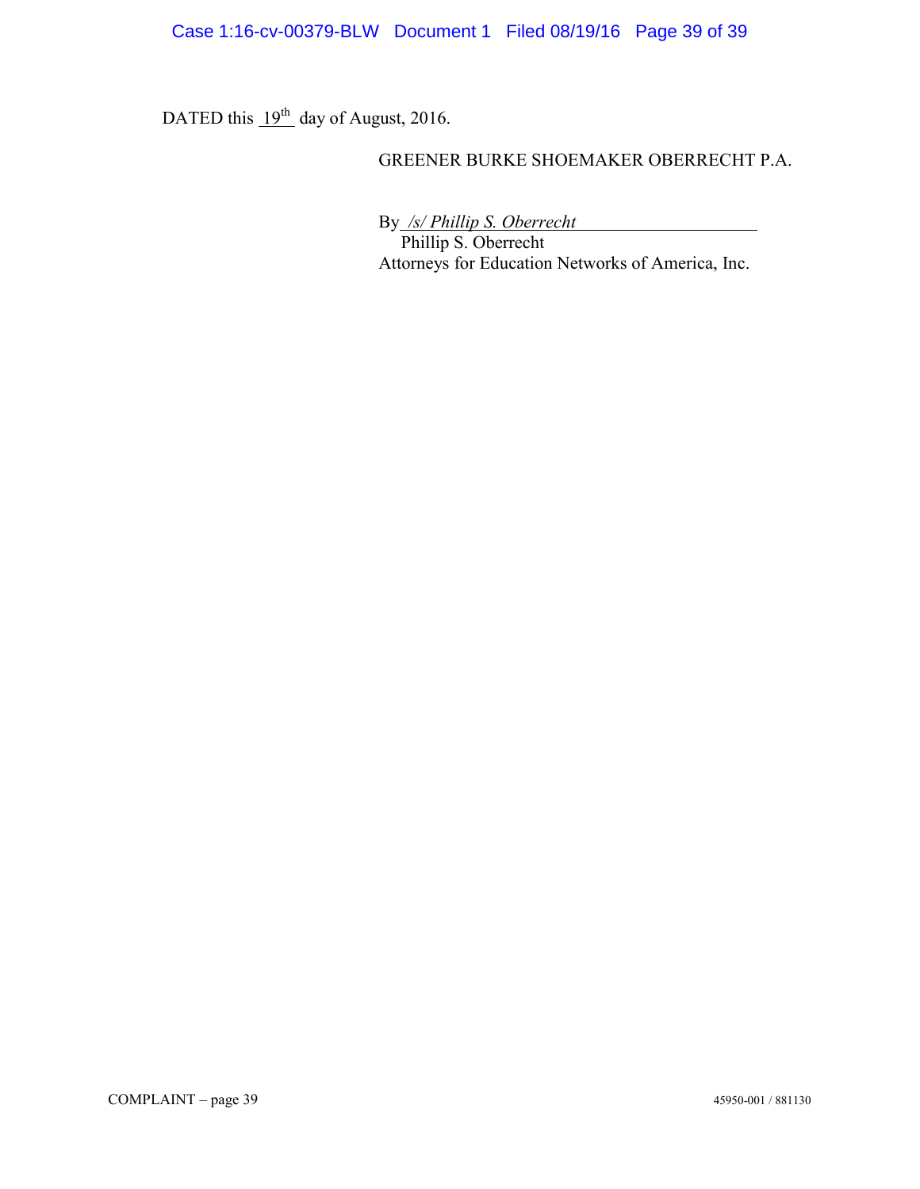DATED this 19th day of August, 2016.

GREENER BURKE SHOEMAKER OBERRECHT P.A.

By */s/ Phillip S. Oberrecht*  
Phillip S. Oberrecht  
Attorneys for Education Networks of America, Inc.